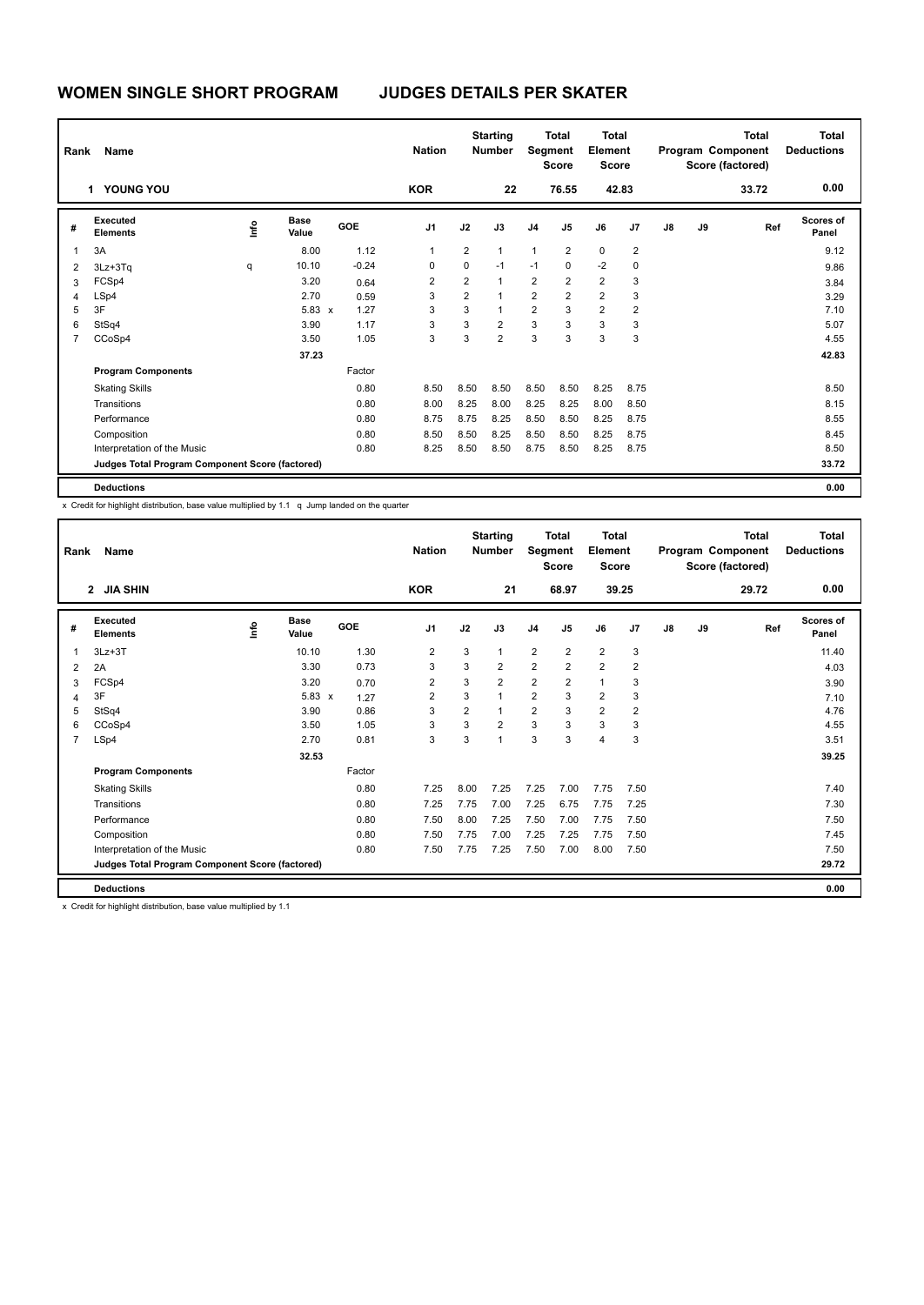# WOMEN SINGLE SHORT PROGRAM — JUDGES DETAILS PER SKATER

| Rank | Name | Nation | Starting Number | Total Segment Score | Total Element Score | Total Program Component Score (factored) | Total Deductions |
|---|---|---|---|---|---|---|---|
| 1 | YOUNG YOU | KOR | 22 | 76.55 | 42.83 | 33.72 | 0.00 |

| # | Executed Elements | Info | Base Value | | GOE | J1 | J2 | J3 | J4 | J5 | J6 | J7 | J8 | J9 | Ref | Scores of Panel |
|---|---|---|---|---|---|---|---|---|---|---|---|---|---|---|---|---|
| 1 | 3A | | 8.00 | | 1.12 | 1 | 2 | 1 | 1 | 2 | 0 | 2 | | | | 9.12 |
| 2 | 3Lz+3Tq | q | 10.10 | | -0.24 | 0 | 0 | -1 | -1 | 0 | -2 | 0 | | | | 9.86 |
| 3 | FCSp4 | | 3.20 | | 0.64 | 2 | 2 | 1 | 2 | 2 | 2 | 3 | | | | 3.84 |
| 4 | LSp4 | | 2.70 | | 0.59 | 3 | 2 | 1 | 2 | 2 | 2 | 3 | | | | 3.29 |
| 5 | 3F | | 5.83 | x | 1.27 | 3 | 3 | 1 | 2 | 3 | 2 | 2 | | | | 7.10 |
| 6 | StSq4 | | 3.90 | | 1.17 | 3 | 3 | 2 | 3 | 3 | 3 | 3 | | | | 5.07 |
| 7 | CCoSp4 | | 3.50 | | 1.05 | 3 | 3 | 2 | 3 | 3 | 3 | 3 | | | | 4.55 |
| | | | 37.23 | | | | | | | | | | | | | 42.83 |
| | **Program Components** | | | | Factor | | | | | | | | | | | |
| | Skating Skills | | | | 0.80 | 8.50 | 8.50 | 8.50 | 8.50 | 8.50 | 8.25 | 8.75 | | | | 8.50 |
| | Transitions | | | | 0.80 | 8.00 | 8.25 | 8.00 | 8.25 | 8.25 | 8.00 | 8.50 | | | | 8.15 |
| | Performance | | | | 0.80 | 8.75 | 8.75 | 8.25 | 8.50 | 8.50 | 8.25 | 8.75 | | | | 8.55 |
| | Composition | | | | 0.80 | 8.50 | 8.50 | 8.25 | 8.50 | 8.50 | 8.25 | 8.75 | | | | 8.45 |
| | Interpretation of the Music | | | | 0.80 | 8.25 | 8.50 | 8.50 | 8.75 | 8.50 | 8.25 | 8.75 | | | | 8.50 |
| | **Judges Total Program Component Score (factored)** | | | | | | | | | | | | | | | 33.72 |
| | **Deductions** | | | | | | | | | | | | | | | 0.00 |

x Credit for highlight distribution, base value multiplied by 1.1 q Jump landed on the quarter

| Rank | Name | Nation | Starting Number | Total Segment Score | Total Element Score | Total Program Component Score (factored) | Total Deductions |
|---|---|---|---|---|---|---|---|
| 2 | JIA SHIN | KOR | 21 | 68.97 | 39.25 | 29.72 | 0.00 |

| # | Executed Elements | Info | Base Value | | GOE | J1 | J2 | J3 | J4 | J5 | J6 | J7 | J8 | J9 | Ref | Scores of Panel |
|---|---|---|---|---|---|---|---|---|---|---|---|---|---|---|---|---|
| 1 | 3Lz+3T | | 10.10 | | 1.30 | 2 | 3 | 1 | 2 | 2 | 2 | 3 | | | | 11.40 |
| 2 | 2A | | 3.30 | | 0.73 | 3 | 3 | 2 | 2 | 2 | 2 | 2 | | | | 4.03 |
| 3 | FCSp4 | | 3.20 | | 0.70 | 2 | 3 | 2 | 2 | 2 | 1 | 3 | | | | 3.90 |
| 4 | 3F | | 5.83 | x | 1.27 | 2 | 3 | 1 | 2 | 3 | 2 | 3 | | | | 7.10 |
| 5 | StSq4 | | 3.90 | | 0.86 | 3 | 2 | 1 | 2 | 3 | 2 | 2 | | | | 4.76 |
| 6 | CCoSp4 | | 3.50 | | 1.05 | 3 | 3 | 2 | 3 | 3 | 3 | 3 | | | | 4.55 |
| 7 | LSp4 | | 2.70 | | 0.81 | 3 | 3 | 1 | 3 | 3 | 4 | 3 | | | | 3.51 |
| | | | 32.53 | | | | | | | | | | | | | 39.25 |
| | **Program Components** | | | | Factor | | | | | | | | | | | |
| | Skating Skills | | | | 0.80 | 7.25 | 8.00 | 7.25 | 7.25 | 7.00 | 7.75 | 7.50 | | | | 7.40 |
| | Transitions | | | | 0.80 | 7.25 | 7.75 | 7.00 | 7.25 | 6.75 | 7.75 | 7.25 | | | | 7.30 |
| | Performance | | | | 0.80 | 7.50 | 8.00 | 7.25 | 7.50 | 7.00 | 7.75 | 7.50 | | | | 7.50 |
| | Composition | | | | 0.80 | 7.50 | 7.75 | 7.00 | 7.25 | 7.25 | 7.75 | 7.50 | | | | 7.45 |
| | Interpretation of the Music | | | | 0.80 | 7.50 | 7.75 | 7.25 | 7.50 | 7.00 | 8.00 | 7.50 | | | | 7.50 |
| | **Judges Total Program Component Score (factored)** | | | | | | | | | | | | | | | 29.72 |
| | **Deductions** | | | | | | | | | | | | | | | 0.00 |

x Credit for highlight distribution, base value multiplied by 1.1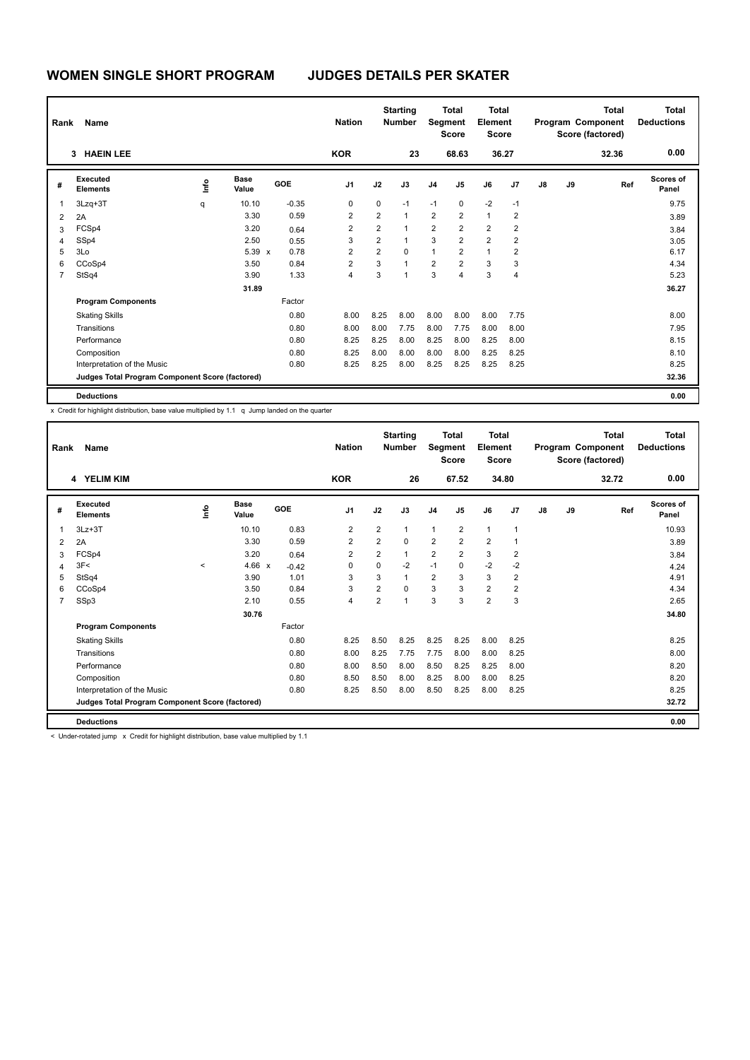# WOMEN SINGLE SHORT PROGRAM　　JUDGES DETAILS PER SKATER

| Rank | Name | Nation | Starting Number | Total Segment Score | Total Element Score | Total Program Component Score (factored) | Total Deductions |
|---|---|---|---|---|---|---|---|
| 3 | HAEIN LEE | KOR | 23 | 68.63 | 36.27 | 32.36 | 0.00 |

| # | Executed Elements | Info | Base Value | | GOE | J1 | J2 | J3 | J4 | J5 | J6 | J7 | J8 | J9 | Ref | Scores of Panel |
|---|---|---|---|---|---|---|---|---|---|---|---|---|---|---|---|---|
| 1 | 3Lzq+3T | q | 10.10 | | -0.35 | 0 | 0 | -1 | -1 | 0 | -2 | -1 | | | | 9.75 |
| 2 | 2A | | 3.30 | | 0.59 | 2 | 2 | 1 | 2 | 2 | 1 | 2 | | | | 3.89 |
| 3 | FCSp4 | | 3.20 | | 0.64 | 2 | 2 | 1 | 2 | 2 | 2 | 2 | | | | 3.84 |
| 4 | SSp4 | | 2.50 | | 0.55 | 3 | 2 | 1 | 3 | 2 | 2 | 2 | | | | 3.05 |
| 5 | 3Lo | | 5.39 | x | 0.78 | 2 | 2 | 0 | 1 | 2 | 1 | 2 | | | | 6.17 |
| 6 | CCoSp4 | | 3.50 | | 0.84 | 2 | 3 | 1 | 2 | 2 | 3 | 3 | | | | 4.34 |
| 7 | StSq4 | | 3.90 | | 1.33 | 4 | 3 | 1 | 3 | 4 | 3 | 4 | | | | 5.23 |
| | | | 31.89 | | | | | | | | | | | | | 36.27 |
| | **Program Components** | | | | Factor | | | | | | | | | | | |
| | Skating Skills | | | | 0.80 | 8.00 | 8.25 | 8.00 | 8.00 | 8.00 | 8.00 | 7.75 | | | | 8.00 |
| | Transitions | | | | 0.80 | 8.00 | 8.00 | 7.75 | 8.00 | 7.75 | 8.00 | 8.00 | | | | 7.95 |
| | Performance | | | | 0.80 | 8.25 | 8.25 | 8.00 | 8.25 | 8.00 | 8.25 | 8.00 | | | | 8.15 |
| | Composition | | | | 0.80 | 8.25 | 8.00 | 8.00 | 8.00 | 8.00 | 8.25 | 8.25 | | | | 8.10 |
| | Interpretation of the Music | | | | 0.80 | 8.25 | 8.25 | 8.00 | 8.25 | 8.25 | 8.25 | 8.25 | | | | 8.25 |
| | **Judges Total Program Component Score (factored)** | | | | | | | | | | | | | | | 32.36 |
| | **Deductions** | | | | | | | | | | | | | | | 0.00 |

x Credit for highlight distribution, base value multiplied by 1.1　q Jump landed on the quarter

| Rank | Name | Nation | Starting Number | Total Segment Score | Total Element Score | Total Program Component Score (factored) | Total Deductions |
|---|---|---|---|---|---|---|---|
| 4 | YELIM KIM | KOR | 26 | 67.52 | 34.80 | 32.72 | 0.00 |

| # | Executed Elements | Info | Base Value | | GOE | J1 | J2 | J3 | J4 | J5 | J6 | J7 | J8 | J9 | Ref | Scores of Panel |
|---|---|---|---|---|---|---|---|---|---|---|---|---|---|---|---|---|
| 1 | 3Lz+3T | | 10.10 | | 0.83 | 2 | 2 | 1 | 1 | 2 | 1 | 1 | | | | 10.93 |
| 2 | 2A | | 3.30 | | 0.59 | 2 | 2 | 0 | 2 | 2 | 2 | 1 | | | | 3.89 |
| 3 | FCSp4 | | 3.20 | | 0.64 | 2 | 2 | 1 | 2 | 2 | 3 | 2 | | | | 3.84 |
| 4 | 3F< | < | 4.66 | x | -0.42 | 0 | 0 | -2 | -1 | 0 | -2 | -2 | | | | 4.24 |
| 5 | StSq4 | | 3.90 | | 1.01 | 3 | 3 | 1 | 2 | 3 | 3 | 2 | | | | 4.91 |
| 6 | CCoSp4 | | 3.50 | | 0.84 | 3 | 2 | 0 | 3 | 3 | 2 | 2 | | | | 4.34 |
| 7 | SSp3 | | 2.10 | | 0.55 | 4 | 2 | 1 | 3 | 3 | 2 | 3 | | | | 2.65 |
| | | | 30.76 | | | | | | | | | | | | | 34.80 |
| | **Program Components** | | | | Factor | | | | | | | | | | | |
| | Skating Skills | | | | 0.80 | 8.25 | 8.50 | 8.25 | 8.25 | 8.25 | 8.00 | 8.25 | | | | 8.25 |
| | Transitions | | | | 0.80 | 8.00 | 8.25 | 7.75 | 7.75 | 8.00 | 8.00 | 8.25 | | | | 8.00 |
| | Performance | | | | 0.80 | 8.00 | 8.50 | 8.00 | 8.50 | 8.25 | 8.25 | 8.00 | | | | 8.20 |
| | Composition | | | | 0.80 | 8.50 | 8.50 | 8.00 | 8.25 | 8.00 | 8.00 | 8.25 | | | | 8.20 |
| | Interpretation of the Music | | | | 0.80 | 8.25 | 8.50 | 8.00 | 8.50 | 8.25 | 8.00 | 8.25 | | | | 8.25 |
| | **Judges Total Program Component Score (factored)** | | | | | | | | | | | | | | | 32.72 |
| | **Deductions** | | | | | | | | | | | | | | | 0.00 |

< Under-rotated jump　x Credit for highlight distribution, base value multiplied by 1.1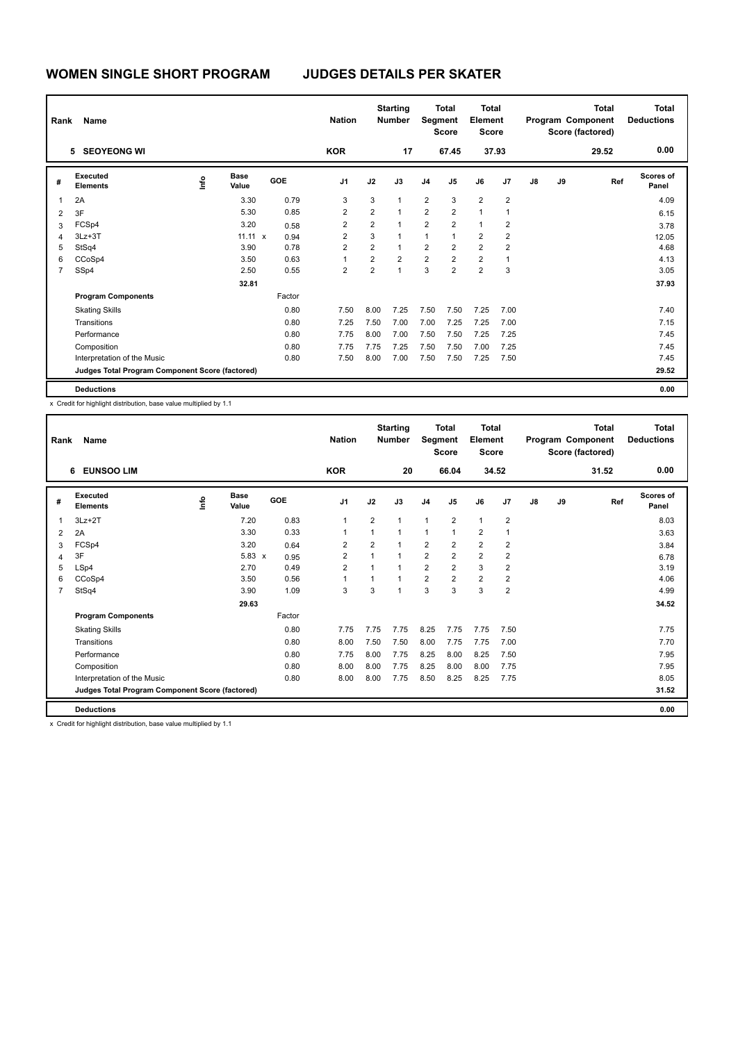# WOMEN SINGLE SHORT PROGRAM JUDGES DETAILS PER SKATER

| Rank | Name | Nation | Starting Number | Total Segment Score | Total Element Score | Total Program Component Score (factored) | Total Deductions |
|---|---|---|---|---|---|---|---|
| 5 | SEOYEONG WI | KOR | 17 | 67.45 | 37.93 | 29.52 | 0.00 |

| # | Executed Elements | Info | Base Value | GOE | J1 | J2 | J3 | J4 | J5 | J6 | J7 | J8 | J9 | Ref | Scores of Panel |
|---|---|---|---|---|---|---|---|---|---|---|---|---|---|---|---|
| 1 | 2A | | 3.30 | 0.79 | 3 | 3 | 1 | 2 | 3 | 2 | 2 | | | | 4.09 |
| 2 | 3F | | 5.30 | 0.85 | 2 | 2 | 1 | 2 | 2 | 1 | 1 | | | | 6.15 |
| 3 | FCSp4 | | 3.20 | 0.58 | 2 | 2 | 1 | 2 | 2 | 1 | 2 | | | | 3.78 |
| 4 | 3Lz+3T | | 11.11 x | 0.94 | 2 | 3 | 1 | 1 | 1 | 2 | 2 | | | | 12.05 |
| 5 | StSq4 | | 3.90 | 0.78 | 2 | 2 | 1 | 2 | 2 | 2 | 2 | | | | 4.68 |
| 6 | CCoSp4 | | 3.50 | 0.63 | 1 | 2 | 2 | 2 | 2 | 2 | 1 | | | | 4.13 |
| 7 | SSp4 | | 2.50 | 0.55 | 2 | 2 | 1 | 3 | 2 | 2 | 3 | | | | 3.05 |
| | | | 32.81 | | | | | | | | | | | | 37.93 |
| | **Program Components** | | | Factor | | | | | | | | | | | |
| | Skating Skills | | | 0.80 | 7.50 | 8.00 | 7.25 | 7.50 | 7.50 | 7.25 | 7.00 | | | | 7.40 |
| | Transitions | | | 0.80 | 7.25 | 7.50 | 7.00 | 7.00 | 7.25 | 7.25 | 7.00 | | | | 7.15 |
| | Performance | | | 0.80 | 7.75 | 8.00 | 7.00 | 7.50 | 7.50 | 7.25 | 7.25 | | | | 7.45 |
| | Composition | | | 0.80 | 7.75 | 7.75 | 7.25 | 7.50 | 7.50 | 7.00 | 7.25 | | | | 7.45 |
| | Interpretation of the Music | | | 0.80 | 7.50 | 8.00 | 7.00 | 7.50 | 7.50 | 7.25 | 7.50 | | | | 7.45 |
| | **Judges Total Program Component Score (factored)** | | | | | | | | | | | | | | 29.52 |
| | **Deductions** | | | | | | | | | | | | | | 0.00 |

x Credit for highlight distribution, base value multiplied by 1.1

| Rank | Name | Nation | Starting Number | Total Segment Score | Total Element Score | Total Program Component Score (factored) | Total Deductions |
|---|---|---|---|---|---|---|---|
| 6 | EUNSOO LIM | KOR | 20 | 66.04 | 34.52 | 31.52 | 0.00 |

| # | Executed Elements | Info | Base Value | GOE | J1 | J2 | J3 | J4 | J5 | J6 | J7 | J8 | J9 | Ref | Scores of Panel |
|---|---|---|---|---|---|---|---|---|---|---|---|---|---|---|---|
| 1 | 3Lz+2T | | 7.20 | 0.83 | 1 | 2 | 1 | 1 | 2 | 1 | 2 | | | | 8.03 |
| 2 | 2A | | 3.30 | 0.33 | 1 | 1 | 1 | 1 | 1 | 2 | 1 | | | | 3.63 |
| 3 | FCSp4 | | 3.20 | 0.64 | 2 | 2 | 1 | 2 | 2 | 2 | 2 | | | | 3.84 |
| 4 | 3F | | 5.83 x | 0.95 | 2 | 1 | 1 | 2 | 2 | 2 | 2 | | | | 6.78 |
| 5 | LSp4 | | 2.70 | 0.49 | 2 | 1 | 1 | 2 | 2 | 3 | 2 | | | | 3.19 |
| 6 | CCoSp4 | | 3.50 | 0.56 | 1 | 1 | 1 | 2 | 2 | 2 | 2 | | | | 4.06 |
| 7 | StSq4 | | 3.90 | 1.09 | 3 | 3 | 1 | 3 | 3 | 3 | 2 | | | | 4.99 |
| | | | 29.63 | | | | | | | | | | | | 34.52 |
| | **Program Components** | | | Factor | | | | | | | | | | | |
| | Skating Skills | | | 0.80 | 7.75 | 7.75 | 7.75 | 8.25 | 7.75 | 7.75 | 7.50 | | | | 7.75 |
| | Transitions | | | 0.80 | 8.00 | 7.50 | 7.50 | 8.00 | 7.75 | 7.75 | 7.00 | | | | 7.70 |
| | Performance | | | 0.80 | 7.75 | 8.00 | 7.75 | 8.25 | 8.00 | 8.25 | 7.50 | | | | 7.95 |
| | Composition | | | 0.80 | 8.00 | 8.00 | 7.75 | 8.25 | 8.00 | 8.00 | 7.75 | | | | 7.95 |
| | Interpretation of the Music | | | 0.80 | 8.00 | 8.00 | 7.75 | 8.50 | 8.25 | 8.25 | 7.75 | | | | 8.05 |
| | **Judges Total Program Component Score (factored)** | | | | | | | | | | | | | | 31.52 |
| | **Deductions** | | | | | | | | | | | | | | 0.00 |

x Credit for highlight distribution, base value multiplied by 1.1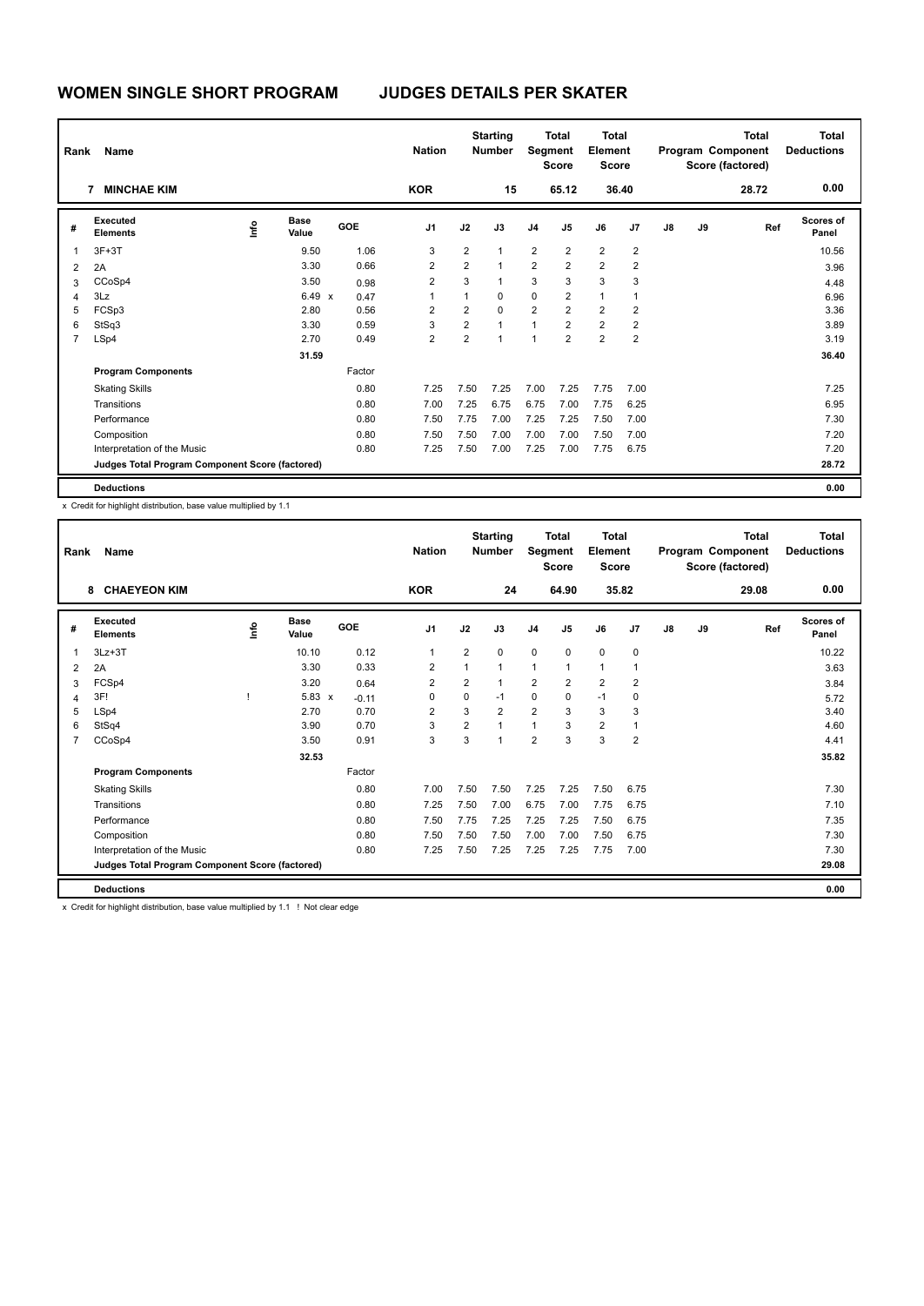# WOMEN SINGLE SHORT PROGRAM JUDGES DETAILS PER SKATER

| Rank | Name | Nation | Starting Number | Total Segment Score | Total Element Score | Total Program Component Score (factored) | Total Deductions |
|---|---|---|---|---|---|---|---|
| 7 | MINCHAE KIM | KOR | 15 | 65.12 | 36.40 | 28.72 | 0.00 |

| # | Executed Elements | Info | Base Value | GOE | J1 | J2 | J3 | J4 | J5 | J6 | J7 | J8 | J9 | Ref | Scores of Panel |
|---|---|---|---|---|---|---|---|---|---|---|---|---|---|---|---|
| 1 | 3F+3T | | 9.50 | 1.06 | 3 | 2 | 1 | 2 | 2 | 2 | 2 | | | | 10.56 |
| 2 | 2A | | 3.30 | 0.66 | 2 | 2 | 1 | 2 | 2 | 2 | 2 | | | | 3.96 |
| 3 | CCoSp4 | | 3.50 | 0.98 | 2 | 3 | 1 | 3 | 3 | 3 | 3 | | | | 4.48 |
| 4 | 3Lz | | 6.49 x | 0.47 | 1 | 1 | 0 | 0 | 2 | 1 | 1 | | | | 6.96 |
| 5 | FCSp3 | | 2.80 | 0.56 | 2 | 2 | 0 | 2 | 2 | 2 | 2 | | | | 3.36 |
| 6 | StSq3 | | 3.30 | 0.59 | 3 | 2 | 1 | 1 | 2 | 2 | 2 | | | | 3.89 |
| 7 | LSp4 | | 2.70 | 0.49 | 2 | 2 | 1 | 1 | 2 | 2 | 2 | | | | 3.19 |
| | | | 31.59 | | | | | | | | | | | | 36.40 |
| | **Program Components** | | | Factor | | | | | | | | | | | |
| | Skating Skills | | | 0.80 | 7.25 | 7.50 | 7.25 | 7.00 | 7.25 | 7.75 | 7.00 | | | | 7.25 |
| | Transitions | | | 0.80 | 7.00 | 7.25 | 6.75 | 6.75 | 7.00 | 7.75 | 6.25 | | | | 6.95 |
| | Performance | | | 0.80 | 7.50 | 7.75 | 7.00 | 7.25 | 7.25 | 7.50 | 7.00 | | | | 7.30 |
| | Composition | | | 0.80 | 7.50 | 7.50 | 7.00 | 7.00 | 7.00 | 7.50 | 7.00 | | | | 7.20 |
| | Interpretation of the Music | | | 0.80 | 7.25 | 7.50 | 7.00 | 7.25 | 7.00 | 7.75 | 6.75 | | | | 7.20 |
| | **Judges Total Program Component Score (factored)** | | | | | | | | | | | | | | 28.72 |
| | **Deductions** | | | | | | | | | | | | | | 0.00 |

x Credit for highlight distribution, base value multiplied by 1.1

| Rank | Name | Nation | Starting Number | Total Segment Score | Total Element Score | Total Program Component Score (factored) | Total Deductions |
|---|---|---|---|---|---|---|---|
| 8 | CHAEYEON KIM | KOR | 24 | 64.90 | 35.82 | 29.08 | 0.00 |

| # | Executed Elements | Info | Base Value | GOE | J1 | J2 | J3 | J4 | J5 | J6 | J7 | J8 | J9 | Ref | Scores of Panel |
|---|---|---|---|---|---|---|---|---|---|---|---|---|---|---|---|
| 1 | 3Lz+3T | | 10.10 | 0.12 | 1 | 2 | 0 | 0 | 0 | 0 | 0 | | | | 10.22 |
| 2 | 2A | | 3.30 | 0.33 | 2 | 1 | 1 | 1 | 1 | 1 | 1 | | | | 3.63 |
| 3 | FCSp4 | | 3.20 | 0.64 | 2 | 2 | 1 | 2 | 2 | 2 | 2 | | | | 3.84 |
| 4 | 3F! | ! | 5.83 x | -0.11 | 0 | 0 | -1 | 0 | 0 | -1 | 0 | | | | 5.72 |
| 5 | LSp4 | | 2.70 | 0.70 | 2 | 3 | 2 | 2 | 3 | 3 | 3 | | | | 3.40 |
| 6 | StSq4 | | 3.90 | 0.70 | 3 | 2 | 1 | 1 | 3 | 2 | 1 | | | | 4.60 |
| 7 | CCoSp4 | | 3.50 | 0.91 | 3 | 3 | 1 | 2 | 3 | 3 | 2 | | | | 4.41 |
| | | | 32.53 | | | | | | | | | | | | 35.82 |
| | **Program Components** | | | Factor | | | | | | | | | | | |
| | Skating Skills | | | 0.80 | 7.00 | 7.50 | 7.50 | 7.25 | 7.25 | 7.50 | 6.75 | | | | 7.30 |
| | Transitions | | | 0.80 | 7.25 | 7.50 | 7.00 | 6.75 | 7.00 | 7.75 | 6.75 | | | | 7.10 |
| | Performance | | | 0.80 | 7.50 | 7.75 | 7.25 | 7.25 | 7.25 | 7.50 | 6.75 | | | | 7.35 |
| | Composition | | | 0.80 | 7.50 | 7.50 | 7.50 | 7.00 | 7.00 | 7.50 | 6.75 | | | | 7.30 |
| | Interpretation of the Music | | | 0.80 | 7.25 | 7.50 | 7.25 | 7.25 | 7.25 | 7.75 | 7.00 | | | | 7.30 |
| | **Judges Total Program Component Score (factored)** | | | | | | | | | | | | | | 29.08 |
| | **Deductions** | | | | | | | | | | | | | | 0.00 |

x Credit for highlight distribution, base value multiplied by 1.1 ! Not clear edge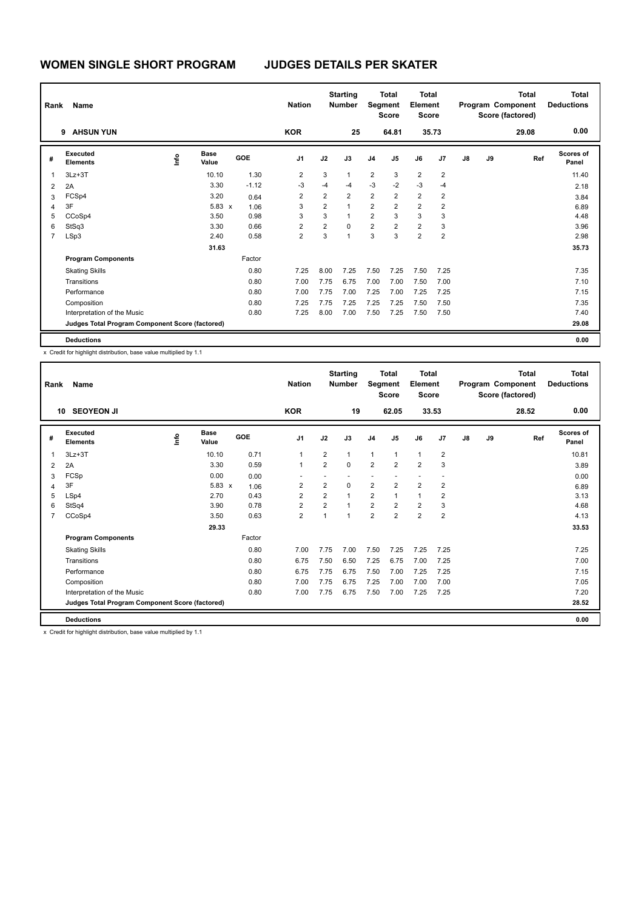# WOMEN SINGLE SHORT PROGRAM JUDGES DETAILS PER SKATER

| Rank | Name | Nation | Starting Number | Total Segment Score | Total Element Score | Total Program Component Score (factored) | Total Deductions |
|---|---|---|---|---|---|---|---|
| 9 | AHSUN YUN | KOR | 25 | 64.81 | 35.73 | 29.08 | 0.00 |

| # | Executed Elements | Info | Base Value | | GOE | J1 | J2 | J3 | J4 | J5 | J6 | J7 | J8 | J9 | Ref | Scores of Panel |
|---|---|---|---|---|---|---|---|---|---|---|---|---|---|---|---|---|
| 1 | 3Lz+3T | | 10.10 | | 1.30 | 2 | 3 | 1 | 2 | 3 | 2 | 2 | | | | 11.40 |
| 2 | 2A | | 3.30 | | -1.12 | -3 | -4 | -4 | -3 | -2 | -3 | -4 | | | | 2.18 |
| 3 | FCSp4 | | 3.20 | | 0.64 | 2 | 2 | 2 | 2 | 2 | 2 | 2 | | | | 3.84 |
| 4 | 3F | | 5.83 | x | 1.06 | 3 | 2 | 1 | 2 | 2 | 2 | 2 | | | | 6.89 |
| 5 | CCoSp4 | | 3.50 | | 0.98 | 3 | 3 | 1 | 2 | 3 | 3 | 3 | | | | 4.48 |
| 6 | StSq3 | | 3.30 | | 0.66 | 2 | 2 | 0 | 2 | 2 | 2 | 3 | | | | 3.96 |
| 7 | LSp3 | | 2.40 | | 0.58 | 2 | 3 | 1 | 3 | 3 | 2 | 2 | | | | 2.98 |
| | | | 31.63 | | | | | | | | | | | | | 35.73 |
| | **Program Components** | | | | Factor | | | | | | | | | | | |
| | Skating Skills | | | | 0.80 | 7.25 | 8.00 | 7.25 | 7.50 | 7.25 | 7.50 | 7.25 | | | | 7.35 |
| | Transitions | | | | 0.80 | 7.00 | 7.75 | 6.75 | 7.00 | 7.00 | 7.50 | 7.00 | | | | 7.10 |
| | Performance | | | | 0.80 | 7.00 | 7.75 | 7.00 | 7.25 | 7.00 | 7.25 | 7.25 | | | | 7.15 |
| | Composition | | | | 0.80 | 7.25 | 7.75 | 7.25 | 7.25 | 7.25 | 7.50 | 7.50 | | | | 7.35 |
| | Interpretation of the Music | | | | 0.80 | 7.25 | 8.00 | 7.00 | 7.50 | 7.25 | 7.50 | 7.50 | | | | 7.40 |
| | **Judges Total Program Component Score (factored)** | | | | | | | | | | | | | | | 29.08 |
| | **Deductions** | | | | | | | | | | | | | | | 0.00 |

x Credit for highlight distribution, base value multiplied by 1.1

| Rank | Name | Nation | Starting Number | Total Segment Score | Total Element Score | Total Program Component Score (factored) | Total Deductions |
|---|---|---|---|---|---|---|---|
| 10 | SEOYEON JI | KOR | 19 | 62.05 | 33.53 | 28.52 | 0.00 |

| # | Executed Elements | Info | Base Value | | GOE | J1 | J2 | J3 | J4 | J5 | J6 | J7 | J8 | J9 | Ref | Scores of Panel |
|---|---|---|---|---|---|---|---|---|---|---|---|---|---|---|---|---|
| 1 | 3Lz+3T | | 10.10 | | 0.71 | 1 | 2 | 1 | 1 | 1 | 1 | 2 | | | | 10.81 |
| 2 | 2A | | 3.30 | | 0.59 | 1 | 2 | 0 | 2 | 2 | 2 | 3 | | | | 3.89 |
| 3 | FCSp | | 0.00 | | 0.00 | - | - | - | - | - | - | - | | | | 0.00 |
| 4 | 3F | | 5.83 | x | 1.06 | 2 | 2 | 0 | 2 | 2 | 2 | 2 | | | | 6.89 |
| 5 | LSp4 | | 2.70 | | 0.43 | 2 | 2 | 1 | 2 | 1 | 1 | 2 | | | | 3.13 |
| 6 | StSq4 | | 3.90 | | 0.78 | 2 | 2 | 1 | 2 | 2 | 2 | 3 | | | | 4.68 |
| 7 | CCoSp4 | | 3.50 | | 0.63 | 2 | 1 | 1 | 2 | 2 | 2 | 2 | | | | 4.13 |
| | | | 29.33 | | | | | | | | | | | | | 33.53 |
| | **Program Components** | | | | Factor | | | | | | | | | | | |
| | Skating Skills | | | | 0.80 | 7.00 | 7.75 | 7.00 | 7.50 | 7.25 | 7.25 | 7.25 | | | | 7.25 |
| | Transitions | | | | 0.80 | 6.75 | 7.50 | 6.50 | 7.25 | 6.75 | 7.00 | 7.25 | | | | 7.00 |
| | Performance | | | | 0.80 | 6.75 | 7.75 | 6.75 | 7.50 | 7.00 | 7.25 | 7.25 | | | | 7.15 |
| | Composition | | | | 0.80 | 7.00 | 7.75 | 6.75 | 7.25 | 7.00 | 7.00 | 7.00 | | | | 7.05 |
| | Interpretation of the Music | | | | 0.80 | 7.00 | 7.75 | 6.75 | 7.50 | 7.00 | 7.25 | 7.25 | | | | 7.20 |
| | **Judges Total Program Component Score (factored)** | | | | | | | | | | | | | | | 28.52 |
| | **Deductions** | | | | | | | | | | | | | | | 0.00 |

x Credit for highlight distribution, base value multiplied by 1.1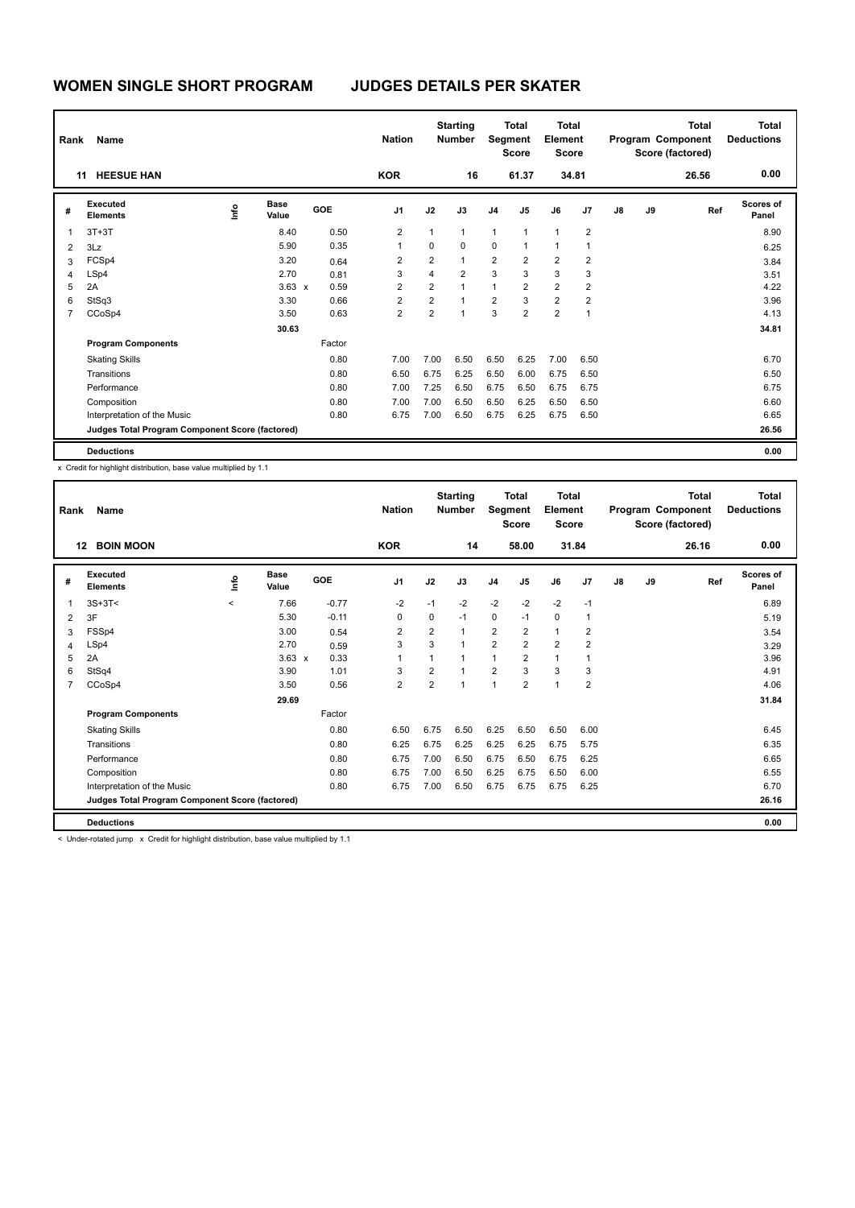# WOMEN SINGLE SHORT PROGRAM JUDGES DETAILS PER SKATER

| Rank | Name | Nation | Starting Number | Total Segment Score | Total Element Score | Total Program Component Score (factored) | Total Deductions |
|---|---|---|---|---|---|---|---|
| 11 | HEESUE HAN | KOR | 16 | 61.37 | 34.81 | 26.56 | 0.00 |

| # | Executed Elements | Info | Base Value | | GOE | J1 | J2 | J3 | J4 | J5 | J6 | J7 | J8 | J9 | Ref | Scores of Panel |
|---|---|---|---|---|---|---|---|---|---|---|---|---|---|---|---|---|
| 1 | 3T+3T | | 8.40 | | 0.50 | 2 | 1 | 1 | 1 | 1 | 1 | 2 | | | | 8.90 |
| 2 | 3Lz | | 5.90 | | 0.35 | 1 | 0 | 0 | 0 | 1 | 1 | 1 | | | | 6.25 |
| 3 | FCSp4 | | 3.20 | | 0.64 | 2 | 2 | 1 | 2 | 2 | 2 | 2 | | | | 3.84 |
| 4 | LSp4 | | 2.70 | | 0.81 | 3 | 4 | 2 | 3 | 3 | 3 | 3 | | | | 3.51 |
| 5 | 2A | | 3.63 | x | 0.59 | 2 | 2 | 1 | 1 | 2 | 2 | 2 | | | | 4.22 |
| 6 | StSq3 | | 3.30 | | 0.66 | 2 | 2 | 1 | 2 | 3 | 2 | 2 | | | | 3.96 |
| 7 | CCoSp4 | | 3.50 | | 0.63 | 2 | 2 | 1 | 3 | 2 | 2 | 1 | | | | 4.13 |
| | | | 30.63 | | | | | | | | | | | | | 34.81 |
| | **Program Components** | | | | Factor | | | | | | | | | | | |
| | Skating Skills | | | | 0.80 | 7.00 | 7.00 | 6.50 | 6.50 | 6.25 | 7.00 | 6.50 | | | | 6.70 |
| | Transitions | | | | 0.80 | 6.50 | 6.75 | 6.25 | 6.50 | 6.00 | 6.75 | 6.50 | | | | 6.50 |
| | Performance | | | | 0.80 | 7.00 | 7.25 | 6.50 | 6.75 | 6.50 | 6.75 | 6.75 | | | | 6.75 |
| | Composition | | | | 0.80 | 7.00 | 7.00 | 6.50 | 6.50 | 6.25 | 6.50 | 6.50 | | | | 6.60 |
| | Interpretation of the Music | | | | 0.80 | 6.75 | 7.00 | 6.50 | 6.75 | 6.25 | 6.75 | 6.50 | | | | 6.65 |
| | **Judges Total Program Component Score (factored)** | | | | | | | | | | | | | | | 26.56 |
| | **Deductions** | | | | | | | | | | | | | | | 0.00 |

x Credit for highlight distribution, base value multiplied by 1.1

| Rank | Name | Nation | Starting Number | Total Segment Score | Total Element Score | Total Program Component Score (factored) | Total Deductions |
|---|---|---|---|---|---|---|---|
| 12 | BOIN MOON | KOR | 14 | 58.00 | 31.84 | 26.16 | 0.00 |

| # | Executed Elements | Info | Base Value | | GOE | J1 | J2 | J3 | J4 | J5 | J6 | J7 | J8 | J9 | Ref | Scores of Panel |
|---|---|---|---|---|---|---|---|---|---|---|---|---|---|---|---|---|
| 1 | 3S+3T< | < | 7.66 | | -0.77 | -2 | -1 | -2 | -2 | -2 | -2 | -1 | | | | 6.89 |
| 2 | 3F | | 5.30 | | -0.11 | 0 | 0 | -1 | 0 | -1 | 0 | 1 | | | | 5.19 |
| 3 | FSSp4 | | 3.00 | | 0.54 | 2 | 2 | 1 | 2 | 2 | 1 | 2 | | | | 3.54 |
| 4 | LSp4 | | 2.70 | | 0.59 | 3 | 3 | 1 | 2 | 2 | 2 | 2 | | | | 3.29 |
| 5 | 2A | | 3.63 | x | 0.33 | 1 | 1 | 1 | 1 | 2 | 1 | 1 | | | | 3.96 |
| 6 | StSq4 | | 3.90 | | 1.01 | 3 | 2 | 1 | 2 | 3 | 3 | 3 | | | | 4.91 |
| 7 | CCoSp4 | | 3.50 | | 0.56 | 2 | 2 | 1 | 1 | 2 | 1 | 2 | | | | 4.06 |
| | | | 29.69 | | | | | | | | | | | | | 31.84 |
| | **Program Components** | | | | Factor | | | | | | | | | | | |
| | Skating Skills | | | | 0.80 | 6.50 | 6.75 | 6.50 | 6.25 | 6.50 | 6.50 | 6.00 | | | | 6.45 |
| | Transitions | | | | 0.80 | 6.25 | 6.75 | 6.25 | 6.25 | 6.25 | 6.75 | 5.75 | | | | 6.35 |
| | Performance | | | | 0.80 | 6.75 | 7.00 | 6.50 | 6.75 | 6.50 | 6.75 | 6.25 | | | | 6.65 |
| | Composition | | | | 0.80 | 6.75 | 7.00 | 6.50 | 6.25 | 6.75 | 6.50 | 6.00 | | | | 6.55 |
| | Interpretation of the Music | | | | 0.80 | 6.75 | 7.00 | 6.50 | 6.75 | 6.75 | 6.75 | 6.25 | | | | 6.70 |
| | **Judges Total Program Component Score (factored)** | | | | | | | | | | | | | | | 26.16 |
| | **Deductions** | | | | | | | | | | | | | | | 0.00 |

< Under-rotated jump x Credit for highlight distribution, base value multiplied by 1.1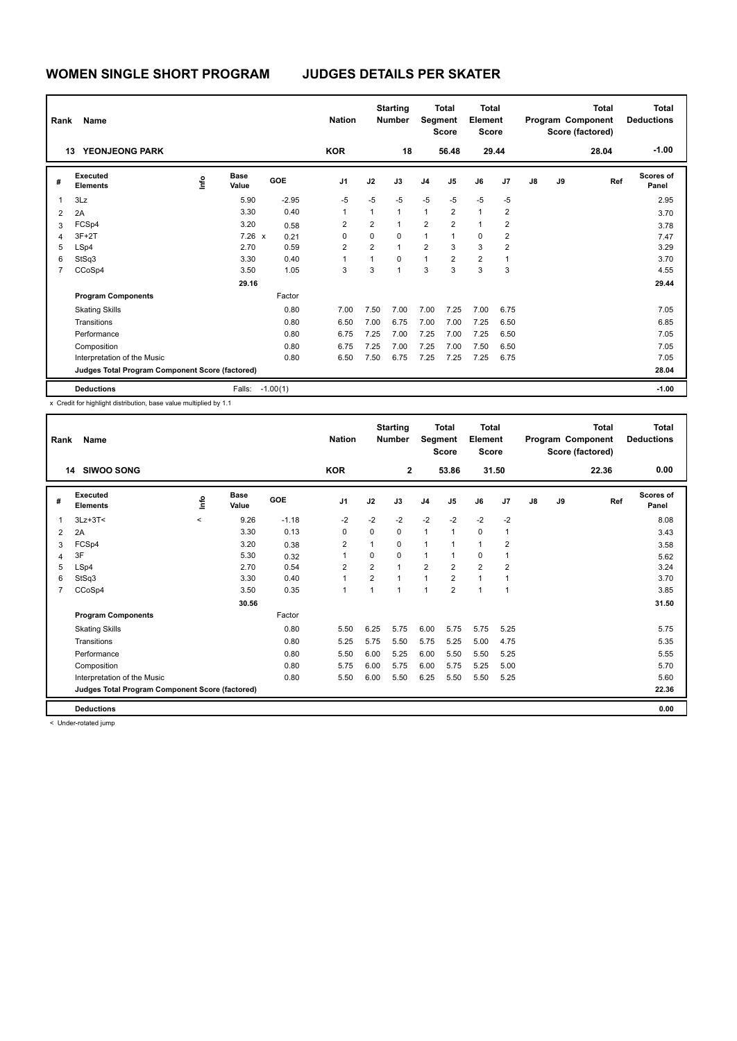# WOMEN SINGLE SHORT PROGRAM JUDGES DETAILS PER SKATER

| Rank | Name | Nation | Starting Number | Total Segment Score | Total Element Score | Total Program Component Score (factored) | Total Deductions |
|---|---|---|---|---|---|---|---|
| 13 | YEONJEONG PARK | KOR | 18 | 56.48 | 29.44 | 28.04 | -1.00 |

| # | Executed Elements | Info | Base Value | GOE | J1 | J2 | J3 | J4 | J5 | J6 | J7 | J8 | J9 | Ref | Scores of Panel |
|---|---|---|---|---|---|---|---|---|---|---|---|---|---|---|---|
| 1 | 3Lz | | 5.90 | -2.95 | -5 | -5 | -5 | -5 | -5 | -5 | -5 | | | | 2.95 |
| 2 | 2A | | 3.30 | 0.40 | 1 | 1 | 1 | 1 | 2 | 1 | 2 | | | | 3.70 |
| 3 | FCSp4 | | 3.20 | 0.58 | 2 | 2 | 1 | 2 | 2 | 1 | 2 | | | | 3.78 |
| 4 | 3F+2T | | 7.26 x | 0.21 | 0 | 0 | 0 | 1 | 1 | 0 | 2 | | | | 7.47 |
| 5 | LSp4 | | 2.70 | 0.59 | 2 | 2 | 1 | 2 | 3 | 3 | 2 | | | | 3.29 |
| 6 | StSq3 | | 3.30 | 0.40 | 1 | 1 | 0 | 1 | 2 | 2 | 1 | | | | 3.70 |
| 7 | CCoSp4 | | 3.50 | 1.05 | 3 | 3 | 1 | 3 | 3 | 3 | 3 | | | | 4.55 |
| | | | 29.16 | | | | | | | | | | | | 29.44 |
| | **Program Components** | | | Factor | | | | | | | | | | | |
| | Skating Skills | | | 0.80 | 7.00 | 7.50 | 7.00 | 7.00 | 7.25 | 7.00 | 6.75 | | | | 7.05 |
| | Transitions | | | 0.80 | 6.50 | 7.00 | 6.75 | 7.00 | 7.00 | 7.25 | 6.50 | | | | 6.85 |
| | Performance | | | 0.80 | 6.75 | 7.25 | 7.00 | 7.25 | 7.00 | 7.25 | 6.50 | | | | 7.05 |
| | Composition | | | 0.80 | 6.75 | 7.25 | 7.00 | 7.25 | 7.00 | 7.50 | 6.50 | | | | 7.05 |
| | Interpretation of the Music | | | 0.80 | 6.50 | 7.50 | 6.75 | 7.25 | 7.25 | 7.25 | 6.75 | | | | 7.05 |
| | **Judges Total Program Component Score (factored)** | | | | | | | | | | | | | | 28.04 |
| | **Deductions** | | Falls: | -1.00(1) | | | | | | | | | | | -1.00 |

x Credit for highlight distribution, base value multiplied by 1.1

| Rank | Name | Nation | Starting Number | Total Segment Score | Total Element Score | Total Program Component Score (factored) | Total Deductions |
|---|---|---|---|---|---|---|---|
| 14 | SIWOO SONG | KOR | 2 | 53.86 | 31.50 | 22.36 | 0.00 |

| # | Executed Elements | Info | Base Value | GOE | J1 | J2 | J3 | J4 | J5 | J6 | J7 | J8 | J9 | Ref | Scores of Panel |
|---|---|---|---|---|---|---|---|---|---|---|---|---|---|---|---|
| 1 | 3Lz+3T< | < | 9.26 | -1.18 | -2 | -2 | -2 | -2 | -2 | -2 | -2 | | | | 8.08 |
| 2 | 2A | | 3.30 | 0.13 | 0 | 0 | 0 | 1 | 1 | 0 | 1 | | | | 3.43 |
| 3 | FCSp4 | | 3.20 | 0.38 | 2 | 1 | 0 | 1 | 1 | 1 | 2 | | | | 3.58 |
| 4 | 3F | | 5.30 | 0.32 | 1 | 0 | 0 | 1 | 1 | 0 | 1 | | | | 5.62 |
| 5 | LSp4 | | 2.70 | 0.54 | 2 | 2 | 1 | 2 | 2 | 2 | 2 | | | | 3.24 |
| 6 | StSq3 | | 3.30 | 0.40 | 1 | 2 | 1 | 1 | 2 | 1 | 1 | | | | 3.70 |
| 7 | CCoSp4 | | 3.50 | 0.35 | 1 | 1 | 1 | 1 | 2 | 1 | 1 | | | | 3.85 |
| | | | 30.56 | | | | | | | | | | | | 31.50 |
| | **Program Components** | | | Factor | | | | | | | | | | | |
| | Skating Skills | | | 0.80 | 5.50 | 6.25 | 5.75 | 6.00 | 5.75 | 5.75 | 5.25 | | | | 5.75 |
| | Transitions | | | 0.80 | 5.25 | 5.75 | 5.50 | 5.75 | 5.25 | 5.00 | 4.75 | | | | 5.35 |
| | Performance | | | 0.80 | 5.50 | 6.00 | 5.25 | 6.00 | 5.50 | 5.50 | 5.25 | | | | 5.55 |
| | Composition | | | 0.80 | 5.75 | 6.00 | 5.75 | 6.00 | 5.75 | 5.25 | 5.00 | | | | 5.70 |
| | Interpretation of the Music | | | 0.80 | 5.50 | 6.00 | 5.50 | 6.25 | 5.50 | 5.50 | 5.25 | | | | 5.60 |
| | **Judges Total Program Component Score (factored)** | | | | | | | | | | | | | | 22.36 |
| | **Deductions** | | | | | | | | | | | | | | 0.00 |

< Under-rotated jump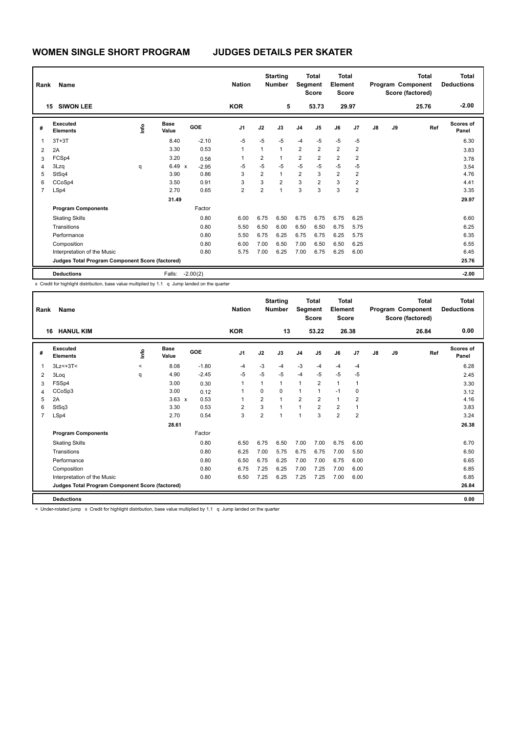# WOMEN SINGLE SHORT PROGRAM JUDGES DETAILS PER SKATER

| Rank | Name | Nation | Starting Number | Total Segment Score | Total Element Score | Total Program Component Score (factored) | Total Deductions |
|---|---|---|---|---|---|---|---|
| 15 | SIWON LEE | KOR | 5 | 53.73 | 29.97 | 25.76 | -2.00 |

| # | Executed Elements | Info | Base Value | | GOE | J1 | J2 | J3 | J4 | J5 | J6 | J7 | J8 | J9 | Ref | Scores of Panel |
|---|---|---|---|---|---|---|---|---|---|---|---|---|---|---|---|---|
| 1 | 3T+3T | | 8.40 | | -2.10 | -5 | -5 | -5 | -4 | -5 | -5 | -5 | | | | 6.30 |
| 2 | 2A | | 3.30 | | 0.53 | 1 | 1 | 1 | 2 | 2 | 2 | 2 | | | | 3.83 |
| 3 | FCSp4 | | 3.20 | | 0.58 | 1 | 2 | 1 | 2 | 2 | 2 | 2 | | | | 3.78 |
| 4 | 3Lzq | q | 6.49 | x | -2.95 | -5 | -5 | -5 | -5 | -5 | -5 | -5 | | | | 3.54 |
| 5 | StSq4 | | 3.90 | | 0.86 | 3 | 2 | 1 | 2 | 3 | 2 | 2 | | | | 4.76 |
| 6 | CCoSp4 | | 3.50 | | 0.91 | 3 | 3 | 2 | 3 | 2 | 3 | 2 | | | | 4.41 |
| 7 | LSp4 | | 2.70 | | 0.65 | 2 | 2 | 1 | 3 | 3 | 3 | 2 | | | | 3.35 |
| | | | 31.49 | | | | | | | | | | | | | 29.97 |
| | **Program Components** | | | | Factor | | | | | | | | | | | |
| | Skating Skills | | | | 0.80 | 6.00 | 6.75 | 6.50 | 6.75 | 6.75 | 6.75 | 6.25 | | | | 6.60 |
| | Transitions | | | | 0.80 | 5.50 | 6.50 | 6.00 | 6.50 | 6.50 | 6.75 | 5.75 | | | | 6.25 |
| | Performance | | | | 0.80 | 5.50 | 6.75 | 6.25 | 6.75 | 6.75 | 6.25 | 5.75 | | | | 6.35 |
| | Composition | | | | 0.80 | 6.00 | 7.00 | 6.50 | 7.00 | 6.50 | 6.50 | 6.25 | | | | 6.55 |
| | Interpretation of the Music | | | | 0.80 | 5.75 | 7.00 | 6.25 | 7.00 | 6.75 | 6.25 | 6.00 | | | | 6.45 |
| | **Judges Total Program Component Score (factored)** | | | | | | | | | | | | | | | 25.76 |
| | **Deductions** | | Falls: | | -2.00(2) | | | | | | | | | | | -2.00 |

x Credit for highlight distribution, base value multiplied by 1.1 q Jump landed on the quarter

| Rank | Name | Nation | Starting Number | Total Segment Score | Total Element Score | Total Program Component Score (factored) | Total Deductions |
|---|---|---|---|---|---|---|---|
| 16 | HANUL KIM | KOR | 13 | 53.22 | 26.38 | 26.84 | 0.00 |

| # | Executed Elements | Info | Base Value | | GOE | J1 | J2 | J3 | J4 | J5 | J6 | J7 | J8 | J9 | Ref | Scores of Panel |
|---|---|---|---|---|---|---|---|---|---|---|---|---|---|---|---|---|
| 1 | 3Lz<+3T< | < | 8.08 | | -1.80 | -4 | -3 | -4 | -3 | -4 | -4 | -4 | | | | 6.28 |
| 2 | 3Loq | q | 4.90 | | -2.45 | -5 | -5 | -5 | -4 | -5 | -5 | -5 | | | | 2.45 |
| 3 | FSSp4 | | 3.00 | | 0.30 | 1 | 1 | 1 | 1 | 2 | 1 | 1 | | | | 3.30 |
| 4 | CCoSp3 | | 3.00 | | 0.12 | 1 | 0 | 0 | 1 | 1 | -1 | 0 | | | | 3.12 |
| 5 | 2A | | 3.63 | x | 0.53 | 1 | 2 | 1 | 2 | 2 | 1 | 2 | | | | 4.16 |
| 6 | StSq3 | | 3.30 | | 0.53 | 2 | 3 | 1 | 1 | 2 | 2 | 1 | | | | 3.83 |
| 7 | LSp4 | | 2.70 | | 0.54 | 3 | 2 | 1 | 1 | 3 | 2 | 2 | | | | 3.24 |
| | | | 28.61 | | | | | | | | | | | | | 26.38 |
| | **Program Components** | | | | Factor | | | | | | | | | | | |
| | Skating Skills | | | | 0.80 | 6.50 | 6.75 | 6.50 | 7.00 | 7.00 | 6.75 | 6.00 | | | | 6.70 |
| | Transitions | | | | 0.80 | 6.25 | 7.00 | 5.75 | 6.75 | 6.75 | 7.00 | 5.50 | | | | 6.50 |
| | Performance | | | | 0.80 | 6.50 | 6.75 | 6.25 | 7.00 | 7.00 | 6.75 | 6.00 | | | | 6.65 |
| | Composition | | | | 0.80 | 6.75 | 7.25 | 6.25 | 7.00 | 7.25 | 7.00 | 6.00 | | | | 6.85 |
| | Interpretation of the Music | | | | 0.80 | 6.50 | 7.25 | 6.25 | 7.25 | 7.25 | 7.00 | 6.00 | | | | 6.85 |
| | **Judges Total Program Component Score (factored)** | | | | | | | | | | | | | | | 26.84 |
| | **Deductions** | | | | | | | | | | | | | | | 0.00 |

< Under-rotated jump x Credit for highlight distribution, base value multiplied by 1.1 q Jump landed on the quarter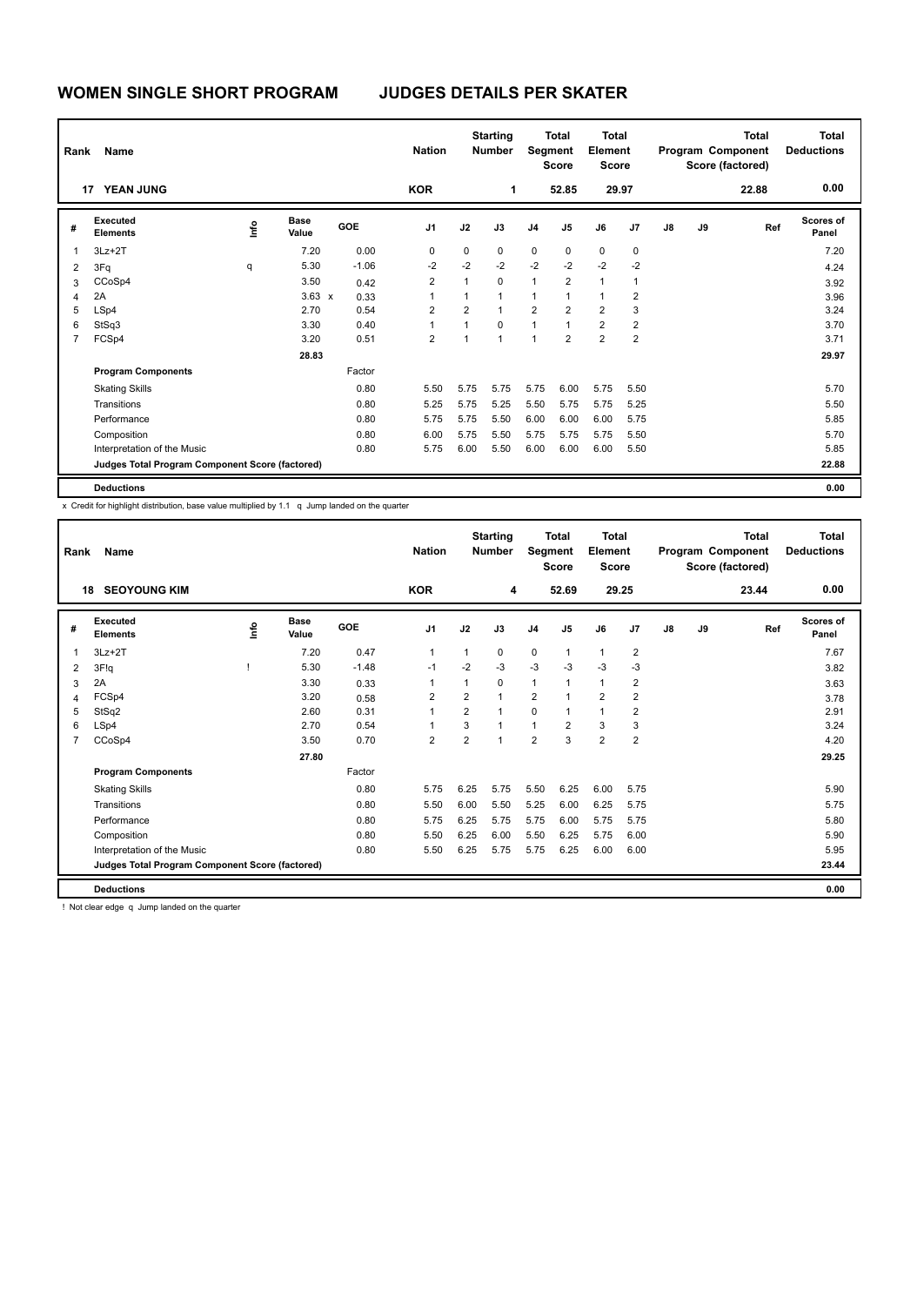# WOMEN SINGLE SHORT PROGRAM JUDGES DETAILS PER SKATER

| Rank | Name | Nation | Starting Number | Total Segment Score | Total Element Score | Total Program Component Score (factored) | Total Deductions |
|---|---|---|---|---|---|---|---|
| 17 | YEAN JUNG | KOR | 1 | 52.85 | 29.97 | 22.88 | 0.00 |

| # | Executed Elements | Info | Base Value | GOE | J1 | J2 | J3 | J4 | J5 | J6 | J7 | J8 | J9 | Ref | Scores of Panel |
|---|---|---|---|---|---|---|---|---|---|---|---|---|---|---|---|
| 1 | 3Lz+2T | | 7.20 | 0.00 | 0 | 0 | 0 | 0 | 0 | 0 | 0 | | | | 7.20 |
| 2 | 3Fq | q | 5.30 | -1.06 | -2 | -2 | -2 | -2 | -2 | -2 | -2 | | | | 4.24 |
| 3 | CCoSp4 | | 3.50 | 0.42 | 2 | 1 | 0 | 1 | 2 | 1 | 1 | | | | 3.92 |
| 4 | 2A | | 3.63 x | 0.33 | 1 | 1 | 1 | 1 | 1 | 1 | 2 | | | | 3.96 |
| 5 | LSp4 | | 2.70 | 0.54 | 2 | 2 | 1 | 2 | 2 | 2 | 3 | | | | 3.24 |
| 6 | StSq3 | | 3.30 | 0.40 | 1 | 1 | 0 | 1 | 1 | 2 | 2 | | | | 3.70 |
| 7 | FCSp4 | | 3.20 | 0.51 | 2 | 1 | 1 | 1 | 2 | 2 | 2 | | | | 3.71 |
| | | | 28.83 | | | | | | | | | | | | 29.97 |
| | **Program Components** | | | Factor | | | | | | | | | | | |
| | Skating Skills | | | 0.80 | 5.50 | 5.75 | 5.75 | 5.75 | 6.00 | 5.75 | 5.50 | | | | 5.70 |
| | Transitions | | | 0.80 | 5.25 | 5.75 | 5.25 | 5.50 | 5.75 | 5.75 | 5.25 | | | | 5.50 |
| | Performance | | | 0.80 | 5.75 | 5.75 | 5.50 | 6.00 | 6.00 | 6.00 | 5.75 | | | | 5.85 |
| | Composition | | | 0.80 | 6.00 | 5.75 | 5.50 | 5.75 | 5.75 | 5.75 | 5.50 | | | | 5.70 |
| | Interpretation of the Music | | | 0.80 | 5.75 | 6.00 | 5.50 | 6.00 | 6.00 | 6.00 | 5.50 | | | | 5.85 |
| | **Judges Total Program Component Score (factored)** | | | | | | | | | | | | | | 22.88 |
| | **Deductions** | | | | | | | | | | | | | | 0.00 |

x Credit for highlight distribution, base value multiplied by 1.1 q Jump landed on the quarter

| Rank | Name | Nation | Starting Number | Total Segment Score | Total Element Score | Total Program Component Score (factored) | Total Deductions |
|---|---|---|---|---|---|---|---|
| 18 | SEOYOUNG KIM | KOR | 4 | 52.69 | 29.25 | 23.44 | 0.00 |

| # | Executed Elements | Info | Base Value | GOE | J1 | J2 | J3 | J4 | J5 | J6 | J7 | J8 | J9 | Ref | Scores of Panel |
|---|---|---|---|---|---|---|---|---|---|---|---|---|---|---|---|
| 1 | 3Lz+2T | | 7.20 | 0.47 | 1 | 1 | 0 | 0 | 1 | 1 | 2 | | | | 7.67 |
| 2 | 3F!q | ! | 5.30 | -1.48 | -1 | -2 | -3 | -3 | -3 | -3 | -3 | | | | 3.82 |
| 3 | 2A | | 3.30 | 0.33 | 1 | 1 | 0 | 1 | 1 | 1 | 2 | | | | 3.63 |
| 4 | FCSp4 | | 3.20 | 0.58 | 2 | 2 | 1 | 2 | 1 | 2 | 2 | | | | 3.78 |
| 5 | StSq2 | | 2.60 | 0.31 | 1 | 2 | 1 | 0 | 1 | 1 | 2 | | | | 2.91 |
| 6 | LSp4 | | 2.70 | 0.54 | 1 | 3 | 1 | 1 | 2 | 3 | 3 | | | | 3.24 |
| 7 | CCoSp4 | | 3.50 | 0.70 | 2 | 2 | 1 | 2 | 3 | 2 | 2 | | | | 4.20 |
| | | | 27.80 | | | | | | | | | | | | 29.25 |
| | **Program Components** | | | Factor | | | | | | | | | | | |
| | Skating Skills | | | 0.80 | 5.75 | 6.25 | 5.75 | 5.50 | 6.25 | 6.00 | 5.75 | | | | 5.90 |
| | Transitions | | | 0.80 | 5.50 | 6.00 | 5.50 | 5.25 | 6.00 | 6.25 | 5.75 | | | | 5.75 |
| | Performance | | | 0.80 | 5.75 | 6.25 | 5.75 | 5.75 | 6.00 | 5.75 | 5.75 | | | | 5.80 |
| | Composition | | | 0.80 | 5.50 | 6.25 | 6.00 | 5.50 | 6.25 | 5.75 | 6.00 | | | | 5.90 |
| | Interpretation of the Music | | | 0.80 | 5.50 | 6.25 | 5.75 | 5.75 | 6.25 | 6.00 | 6.00 | | | | 5.95 |
| | **Judges Total Program Component Score (factored)** | | | | | | | | | | | | | | 23.44 |
| | **Deductions** | | | | | | | | | | | | | | 0.00 |

! Not clear edge q Jump landed on the quarter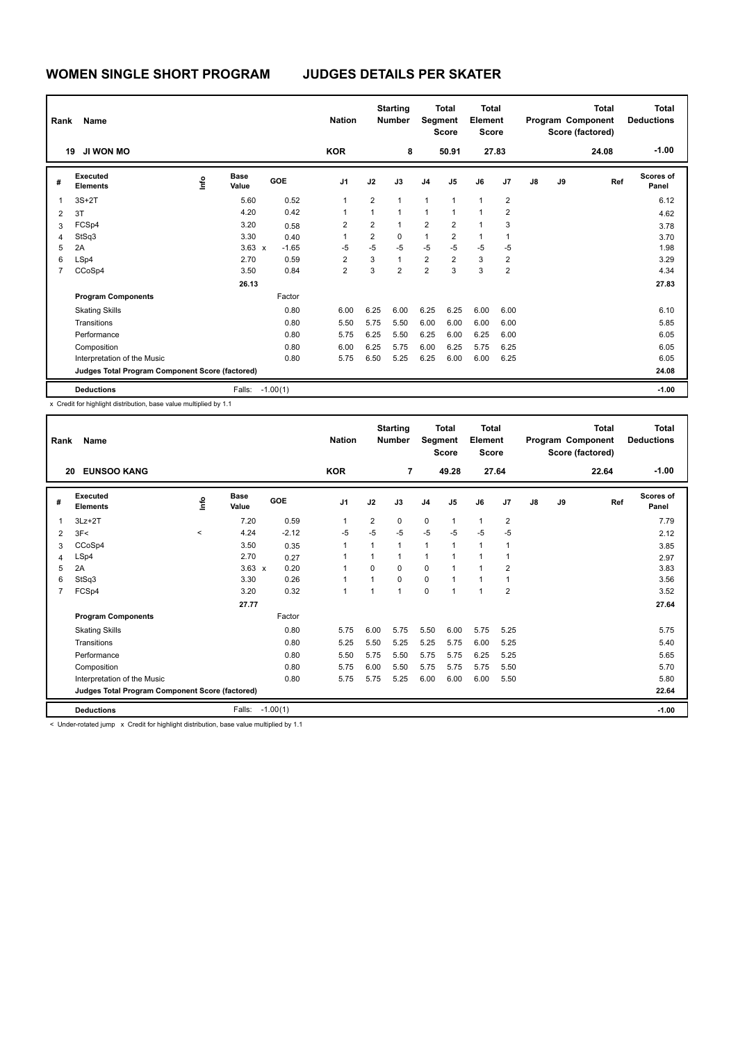# WOMEN SINGLE SHORT PROGRAM JUDGES DETAILS PER SKATER

| Rank | Name | Nation | Starting Number | Total Segment Score | Total Element Score | Total Program Component Score (factored) | Total Deductions |
|---|---|---|---|---|---|---|---|
| 19 | JI WON MO | KOR | 8 | 50.91 | 27.83 | 24.08 | -1.00 |

| # | Executed Elements | Info | Base Value | | GOE | J1 | J2 | J3 | J4 | J5 | J6 | J7 | J8 | J9 | Ref | Scores of Panel |
|---|---|---|---|---|---|---|---|---|---|---|---|---|---|---|---|---|
| 1 | 3S+2T | | 5.60 | | 0.52 | 1 | 2 | 1 | 1 | 1 | 1 | 2 | | | | 6.12 |
| 2 | 3T | | 4.20 | | 0.42 | 1 | 1 | 1 | 1 | 1 | 1 | 2 | | | | 4.62 |
| 3 | FCSp4 | | 3.20 | | 0.58 | 2 | 2 | 1 | 2 | 2 | 1 | 3 | | | | 3.78 |
| 4 | StSq3 | | 3.30 | | 0.40 | 1 | 2 | 0 | 1 | 2 | 1 | 1 | | | | 3.70 |
| 5 | 2A | | 3.63 | x | -1.65 | -5 | -5 | -5 | -5 | -5 | -5 | -5 | | | | 1.98 |
| 6 | LSp4 | | 2.70 | | 0.59 | 2 | 3 | 1 | 2 | 2 | 3 | 2 | | | | 3.29 |
| 7 | CCoSp4 | | 3.50 | | 0.84 | 2 | 3 | 2 | 2 | 3 | 3 | 2 | | | | 4.34 |
| | | | 26.13 | | | | | | | | | | | | | 27.83 |
| | **Program Components** | | | | Factor | | | | | | | | | | | |
| | Skating Skills | | | | 0.80 | 6.00 | 6.25 | 6.00 | 6.25 | 6.25 | 6.00 | 6.00 | | | | 6.10 |
| | Transitions | | | | 0.80 | 5.50 | 5.75 | 5.50 | 6.00 | 6.00 | 6.00 | 6.00 | | | | 5.85 |
| | Performance | | | | 0.80 | 5.75 | 6.25 | 5.50 | 6.25 | 6.00 | 6.25 | 6.00 | | | | 6.05 |
| | Composition | | | | 0.80 | 6.00 | 6.25 | 5.75 | 6.00 | 6.25 | 5.75 | 6.25 | | | | 6.05 |
| | Interpretation of the Music | | | | 0.80 | 5.75 | 6.50 | 5.25 | 6.25 | 6.00 | 6.00 | 6.25 | | | | 6.05 |
| | **Judges Total Program Component Score (factored)** | | | | | | | | | | | | | | | 24.08 |
| | **Deductions** | | Falls: | | -1.00(1) | | | | | | | | | | | -1.00 |

x Credit for highlight distribution, base value multiplied by 1.1

| Rank | Name | Nation | Starting Number | Total Segment Score | Total Element Score | Total Program Component Score (factored) | Total Deductions |
|---|---|---|---|---|---|---|---|
| 20 | EUNSOO KANG | KOR | 7 | 49.28 | 27.64 | 22.64 | -1.00 |

| # | Executed Elements | Info | Base Value | | GOE | J1 | J2 | J3 | J4 | J5 | J6 | J7 | J8 | J9 | Ref | Scores of Panel |
|---|---|---|---|---|---|---|---|---|---|---|---|---|---|---|---|---|
| 1 | 3Lz+2T | | 7.20 | | 0.59 | 1 | 2 | 0 | 0 | 1 | 1 | 2 | | | | 7.79 |
| 2 | 3F< | < | 4.24 | | -2.12 | -5 | -5 | -5 | -5 | -5 | -5 | -5 | | | | 2.12 |
| 3 | CCoSp4 | | 3.50 | | 0.35 | 1 | 1 | 1 | 1 | 1 | 1 | 1 | | | | 3.85 |
| 4 | LSp4 | | 2.70 | | 0.27 | 1 | 1 | 1 | 1 | 1 | 1 | 1 | | | | 2.97 |
| 5 | 2A | | 3.63 | x | 0.20 | 1 | 0 | 0 | 0 | 1 | 1 | 2 | | | | 3.83 |
| 6 | StSq3 | | 3.30 | | 0.26 | 1 | 1 | 0 | 0 | 1 | 1 | 1 | | | | 3.56 |
| 7 | FCSp4 | | 3.20 | | 0.32 | 1 | 1 | 1 | 0 | 1 | 1 | 2 | | | | 3.52 |
| | | | 27.77 | | | | | | | | | | | | | 27.64 |
| | **Program Components** | | | | Factor | | | | | | | | | | | |
| | Skating Skills | | | | 0.80 | 5.75 | 6.00 | 5.75 | 5.50 | 6.00 | 5.75 | 5.25 | | | | 5.75 |
| | Transitions | | | | 0.80 | 5.25 | 5.50 | 5.25 | 5.25 | 5.75 | 6.00 | 5.25 | | | | 5.40 |
| | Performance | | | | 0.80 | 5.50 | 5.75 | 5.50 | 5.75 | 5.75 | 6.25 | 5.25 | | | | 5.65 |
| | Composition | | | | 0.80 | 5.75 | 6.00 | 5.50 | 5.75 | 5.75 | 5.75 | 5.50 | | | | 5.70 |
| | Interpretation of the Music | | | | 0.80 | 5.75 | 5.75 | 5.25 | 6.00 | 6.00 | 6.00 | 5.50 | | | | 5.80 |
| | **Judges Total Program Component Score (factored)** | | | | | | | | | | | | | | | 22.64 |
| | **Deductions** | | Falls: | | -1.00(1) | | | | | | | | | | | -1.00 |

< Under-rotated jump x Credit for highlight distribution, base value multiplied by 1.1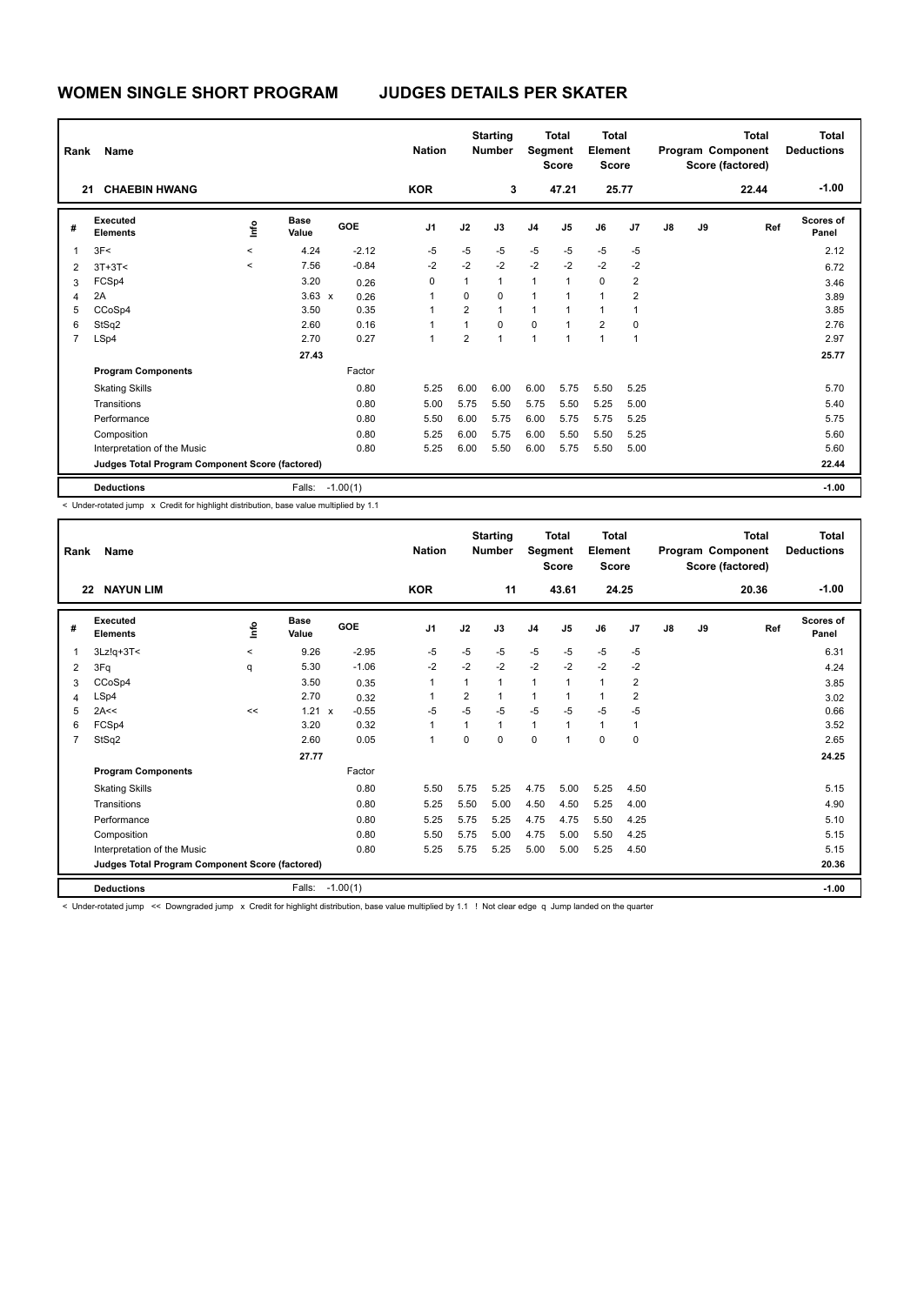# WOMEN SINGLE SHORT PROGRAM JUDGES DETAILS PER SKATER

| Rank | Name | Nation | Starting Number | Total Segment Score | Total Element Score | Total Program Component Score (factored) | Total Deductions |
|---|---|---|---|---|---|---|---|
| 21 | CHAEBIN HWANG | KOR | 3 | 47.21 | 25.77 | 22.44 | -1.00 |

| # | Executed Elements | Info | Base Value | | GOE | J1 | J2 | J3 | J4 | J5 | J6 | J7 | J8 | J9 | Ref | Scores of Panel |
|---|---|---|---|---|---|---|---|---|---|---|---|---|---|---|---|---|
| 1 | 3F< | < | 4.24 | | -2.12 | -5 | -5 | -5 | -5 | -5 | -5 | -5 | | | | 2.12 |
| 2 | 3T+3T< | < | 7.56 | | -0.84 | -2 | -2 | -2 | -2 | -2 | -2 | -2 | | | | 6.72 |
| 3 | FCSp4 | | 3.20 | | 0.26 | 0 | 1 | 1 | 1 | 1 | 0 | 2 | | | | 3.46 |
| 4 | 2A | | 3.63 | x | 0.26 | 1 | 0 | 0 | 1 | 1 | 1 | 2 | | | | 3.89 |
| 5 | CCoSp4 | | 3.50 | | 0.35 | 1 | 2 | 1 | 1 | 1 | 1 | 1 | | | | 3.85 |
| 6 | StSq2 | | 2.60 | | 0.16 | 1 | 1 | 0 | 0 | 1 | 2 | 0 | | | | 2.76 |
| 7 | LSp4 | | 2.70 | | 0.27 | 1 | 2 | 1 | 1 | 1 | 1 | 1 | | | | 2.97 |
| | | | 27.43 | | | | | | | | | | | | | 25.77 |
| | **Program Components** | | | | Factor | | | | | | | | | | | |
| | Skating Skills | | | | 0.80 | 5.25 | 6.00 | 6.00 | 6.00 | 5.75 | 5.50 | 5.25 | | | | 5.70 |
| | Transitions | | | | 0.80 | 5.00 | 5.75 | 5.50 | 5.75 | 5.50 | 5.25 | 5.00 | | | | 5.40 |
| | Performance | | | | 0.80 | 5.50 | 6.00 | 5.75 | 6.00 | 5.75 | 5.75 | 5.25 | | | | 5.75 |
| | Composition | | | | 0.80 | 5.25 | 6.00 | 5.75 | 6.00 | 5.50 | 5.50 | 5.25 | | | | 5.60 |
| | Interpretation of the Music | | | | 0.80 | 5.25 | 6.00 | 5.50 | 6.00 | 5.75 | 5.50 | 5.00 | | | | 5.60 |
| | **Judges Total Program Component Score (factored)** | | | | | | | | | | | | | | | 22.44 |
| | **Deductions** | | Falls: | | -1.00(1) | | | | | | | | | | | -1.00 |

< Under-rotated jump x Credit for highlight distribution, base value multiplied by 1.1

| Rank | Name | Nation | Starting Number | Total Segment Score | Total Element Score | Total Program Component Score (factored) | Total Deductions |
|---|---|---|---|---|---|---|---|
| 22 | NAYUN LIM | KOR | 11 | 43.61 | 24.25 | 20.36 | -1.00 |

| # | Executed Elements | Info | Base Value | | GOE | J1 | J2 | J3 | J4 | J5 | J6 | J7 | J8 | J9 | Ref | Scores of Panel |
|---|---|---|---|---|---|---|---|---|---|---|---|---|---|---|---|---|
| 1 | 3Lz!q+3T< | < | 9.26 | | -2.95 | -5 | -5 | -5 | -5 | -5 | -5 | -5 | | | | 6.31 |
| 2 | 3Fq | q | 5.30 | | -1.06 | -2 | -2 | -2 | -2 | -2 | -2 | -2 | | | | 4.24 |
| 3 | CCoSp4 | | 3.50 | | 0.35 | 1 | 1 | 1 | 1 | 1 | 1 | 2 | | | | 3.85 |
| 4 | LSp4 | | 2.70 | | 0.32 | 1 | 2 | 1 | 1 | 1 | 1 | 2 | | | | 3.02 |
| 5 | 2A<< | << | 1.21 | x | -0.55 | -5 | -5 | -5 | -5 | -5 | -5 | -5 | | | | 0.66 |
| 6 | FCSp4 | | 3.20 | | 0.32 | 1 | 1 | 1 | 1 | 1 | 1 | 1 | | | | 3.52 |
| 7 | StSq2 | | 2.60 | | 0.05 | 1 | 0 | 0 | 0 | 1 | 0 | 0 | | | | 2.65 |
| | | | 27.77 | | | | | | | | | | | | | 24.25 |
| | **Program Components** | | | | Factor | | | | | | | | | | | |
| | Skating Skills | | | | 0.80 | 5.50 | 5.75 | 5.25 | 4.75 | 5.00 | 5.25 | 4.50 | | | | 5.15 |
| | Transitions | | | | 0.80 | 5.25 | 5.50 | 5.00 | 4.50 | 4.50 | 5.25 | 4.00 | | | | 4.90 |
| | Performance | | | | 0.80 | 5.25 | 5.75 | 5.25 | 4.75 | 4.75 | 5.50 | 4.25 | | | | 5.10 |
| | Composition | | | | 0.80 | 5.50 | 5.75 | 5.00 | 4.75 | 5.00 | 5.50 | 4.25 | | | | 5.15 |
| | Interpretation of the Music | | | | 0.80 | 5.25 | 5.75 | 5.25 | 5.00 | 5.00 | 5.25 | 4.50 | | | | 5.15 |
| | **Judges Total Program Component Score (factored)** | | | | | | | | | | | | | | | 20.36 |
| | **Deductions** | | Falls: | | -1.00(1) | | | | | | | | | | | -1.00 |

< Under-rotated jump << Downgraded jump x Credit for highlight distribution, base value multiplied by 1.1 ! Not clear edge q Jump landed on the quarter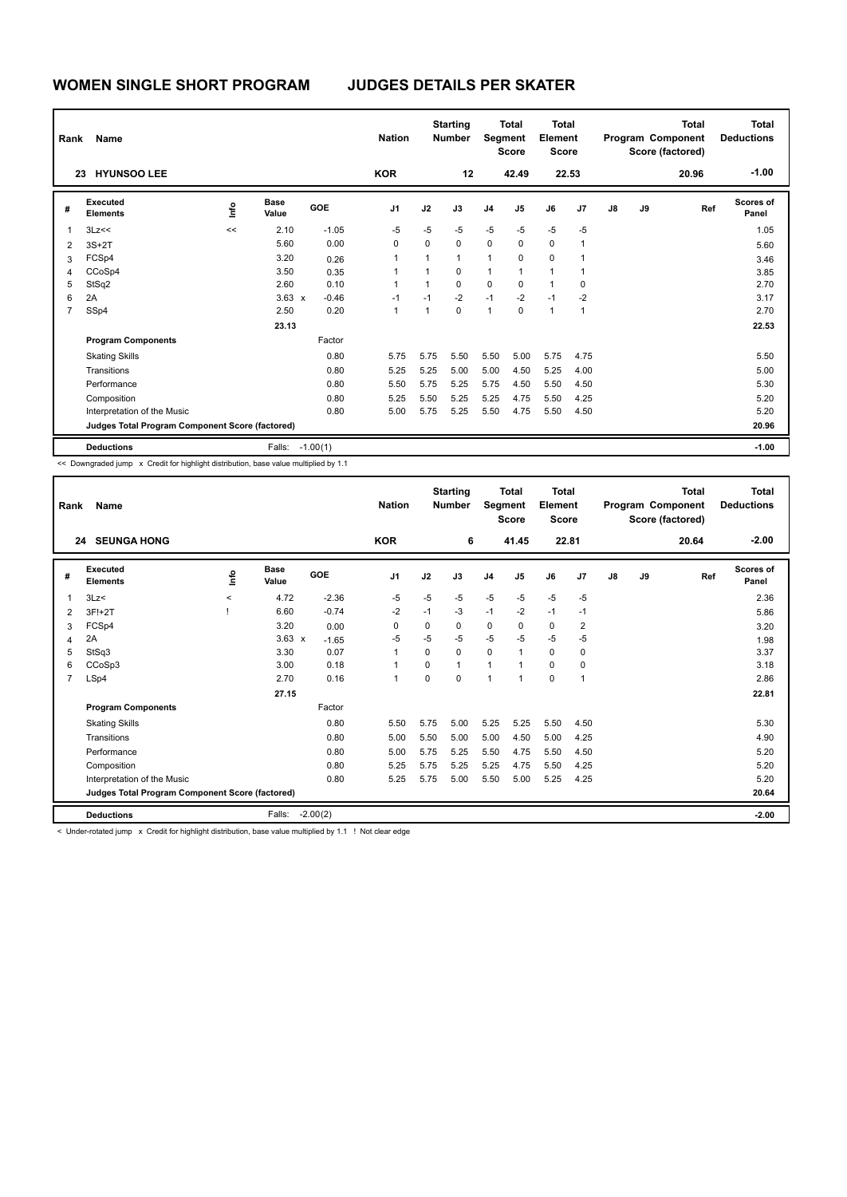# WOMEN SINGLE SHORT PROGRAM JUDGES DETAILS PER SKATER

| Rank | Name | Nation | Starting Number | Total Segment Score | Total Element Score | Total Program Component Score (factored) | Total Deductions |
|---|---|---|---|---|---|---|---|
| 23 | HYUNSOO LEE | KOR | 12 | 42.49 | 22.53 | 20.96 | -1.00 |

| # | Executed Elements | Info | Base Value | | GOE | J1 | J2 | J3 | J4 | J5 | J6 | J7 | J8 | J9 | Ref | Scores of Panel |
|---|---|---|---|---|---|---|---|---|---|---|---|---|---|---|---|---|
| 1 | 3Lz<< | << | 2.10 | | -1.05 | -5 | -5 | -5 | -5 | -5 | -5 | -5 | | | | 1.05 |
| 2 | 3S+2T | | 5.60 | | 0.00 | 0 | 0 | 0 | 0 | 0 | 0 | 1 | | | | 5.60 |
| 3 | FCSp4 | | 3.20 | | 0.26 | 1 | 1 | 1 | 1 | 0 | 0 | 1 | | | | 3.46 |
| 4 | CCoSp4 | | 3.50 | | 0.35 | 1 | 1 | 0 | 1 | 1 | 1 | 1 | | | | 3.85 |
| 5 | StSq2 | | 2.60 | | 0.10 | 1 | 1 | 0 | 0 | 0 | 1 | 0 | | | | 2.70 |
| 6 | 2A | | 3.63 | x | -0.46 | -1 | -1 | -2 | -1 | -2 | -1 | -2 | | | | 3.17 |
| 7 | SSp4 | | 2.50 | | 0.20 | 1 | 1 | 0 | 1 | 0 | 1 | 1 | | | | 2.70 |
| | | | 23.13 | | | | | | | | | | | | | 22.53 |
| | **Program Components** | | | | Factor | | | | | | | | | | | |
| | Skating Skills | | | | 0.80 | 5.75 | 5.75 | 5.50 | 5.50 | 5.00 | 5.75 | 4.75 | | | | 5.50 |
| | Transitions | | | | 0.80 | 5.25 | 5.25 | 5.00 | 5.00 | 4.50 | 5.25 | 4.00 | | | | 5.00 |
| | Performance | | | | 0.80 | 5.50 | 5.75 | 5.25 | 5.75 | 4.50 | 5.50 | 4.50 | | | | 5.30 |
| | Composition | | | | 0.80 | 5.25 | 5.50 | 5.25 | 5.25 | 4.75 | 5.50 | 4.25 | | | | 5.20 |
| | Interpretation of the Music | | | | 0.80 | 5.00 | 5.75 | 5.25 | 5.50 | 4.75 | 5.50 | 4.50 | | | | 5.20 |
| | **Judges Total Program Component Score (factored)** | | | | | | | | | | | | | | | 20.96 |
| | **Deductions** | | Falls: | | -1.00(1) | | | | | | | | | | | -1.00 |

<< Downgraded jump x Credit for highlight distribution, base value multiplied by 1.1

| Rank | Name | Nation | Starting Number | Total Segment Score | Total Element Score | Total Program Component Score (factored) | Total Deductions |
|---|---|---|---|---|---|---|---|
| 24 | SEUNGA HONG | KOR | 6 | 41.45 | 22.81 | 20.64 | -2.00 |

| # | Executed Elements | Info | Base Value | | GOE | J1 | J2 | J3 | J4 | J5 | J6 | J7 | J8 | J9 | Ref | Scores of Panel |
|---|---|---|---|---|---|---|---|---|---|---|---|---|---|---|---|---|
| 1 | 3Lz< | < | 4.72 | | -2.36 | -5 | -5 | -5 | -5 | -5 | -5 | -5 | | | | 2.36 |
| 2 | 3F!+2T | ! | 6.60 | | -0.74 | -2 | -1 | -3 | -1 | -2 | -1 | -1 | | | | 5.86 |
| 3 | FCSp4 | | 3.20 | | 0.00 | 0 | 0 | 0 | 0 | 0 | 0 | 2 | | | | 3.20 |
| 4 | 2A | | 3.63 | x | -1.65 | -5 | -5 | -5 | -5 | -5 | -5 | -5 | | | | 1.98 |
| 5 | StSq3 | | 3.30 | | 0.07 | 1 | 0 | 0 | 0 | 1 | 0 | 0 | | | | 3.37 |
| 6 | CCoSp3 | | 3.00 | | 0.18 | 1 | 0 | 1 | 1 | 1 | 0 | 0 | | | | 3.18 |
| 7 | LSp4 | | 2.70 | | 0.16 | 1 | 0 | 0 | 1 | 1 | 0 | 1 | | | | 2.86 |
| | | | 27.15 | | | | | | | | | | | | | 22.81 |
| | **Program Components** | | | | Factor | | | | | | | | | | | |
| | Skating Skills | | | | 0.80 | 5.50 | 5.75 | 5.00 | 5.25 | 5.25 | 5.50 | 4.50 | | | | 5.30 |
| | Transitions | | | | 0.80 | 5.00 | 5.50 | 5.00 | 5.00 | 4.50 | 5.00 | 4.25 | | | | 4.90 |
| | Performance | | | | 0.80 | 5.00 | 5.75 | 5.25 | 5.50 | 4.75 | 5.50 | 4.50 | | | | 5.20 |
| | Composition | | | | 0.80 | 5.25 | 5.75 | 5.25 | 5.25 | 4.75 | 5.50 | 4.25 | | | | 5.20 |
| | Interpretation of the Music | | | | 0.80 | 5.25 | 5.75 | 5.00 | 5.50 | 5.00 | 5.25 | 4.25 | | | | 5.20 |
| | **Judges Total Program Component Score (factored)** | | | | | | | | | | | | | | | 20.64 |
| | **Deductions** | | Falls: | | -2.00(2) | | | | | | | | | | | -2.00 |

< Under-rotated jump x Credit for highlight distribution, base value multiplied by 1.1 ! Not clear edge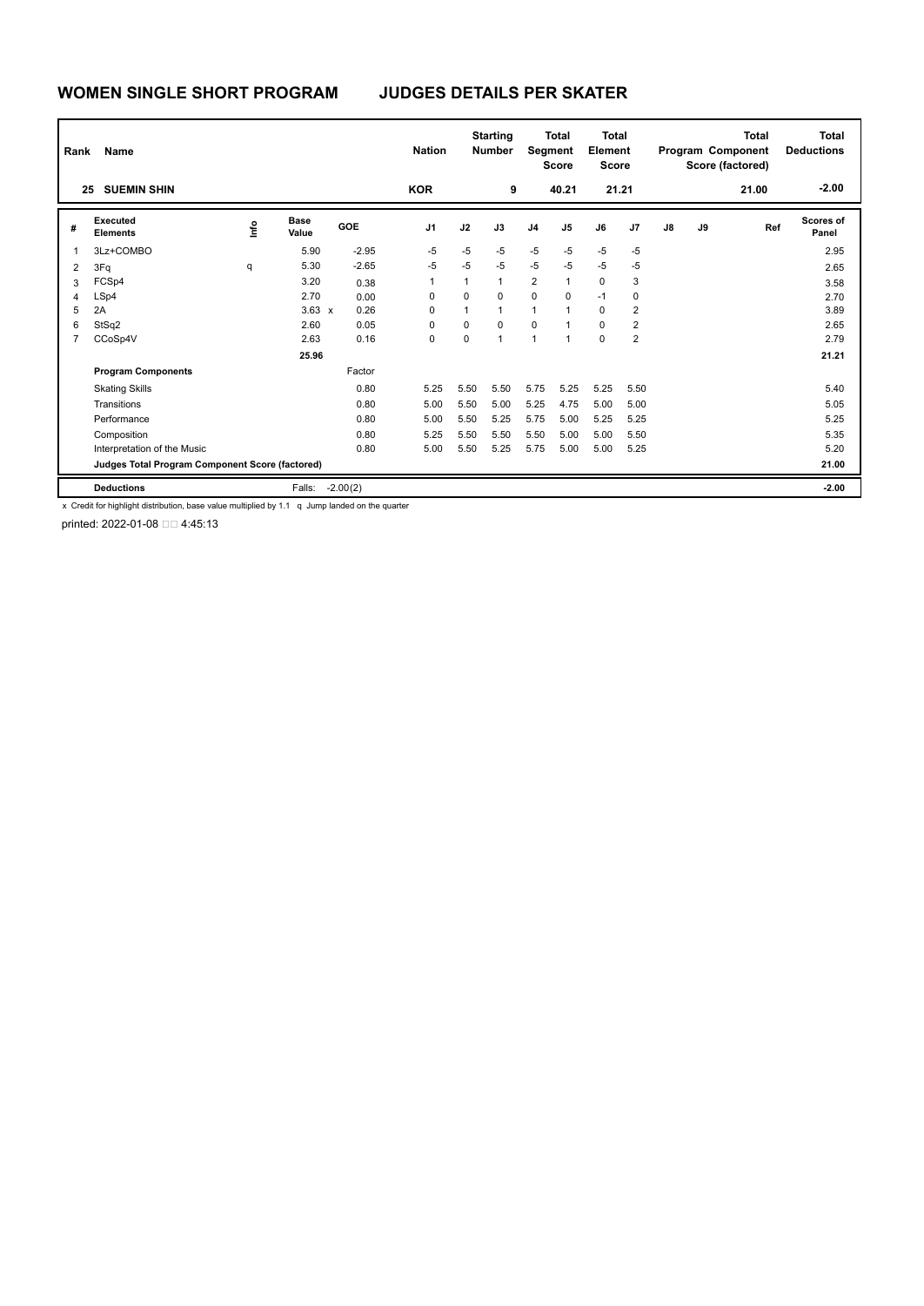# WOMEN SINGLE SHORT PROGRAM JUDGES DETAILS PER SKATER

| Rank | Name | Nation | Starting Number | Total Segment Score | Total Element Score | Total Program Component Score (factored) | Total Deductions |
|---|---|---|---|---|---|---|---|
| 25 | SUEMIN SHIN | KOR | 9 | 40.21 | 21.21 | 21.00 | -2.00 |

| # | Executed Elements | Info | Base Value | | GOE | J1 | J2 | J3 | J4 | J5 | J6 | J7 | J8 | J9 | Ref | Scores of Panel |
|---|---|---|---|---|---|---|---|---|---|---|---|---|---|---|---|---|
| 1 | 3Lz+COMBO | | 5.90 | | -2.95 | -5 | -5 | -5 | -5 | -5 | -5 | -5 | | | | 2.95 |
| 2 | 3Fq | q | 5.30 | | -2.65 | -5 | -5 | -5 | -5 | -5 | -5 | -5 | | | | 2.65 |
| 3 | FCSp4 | | 3.20 | | 0.38 | 1 | 1 | 1 | 2 | 1 | 0 | 3 | | | | 3.58 |
| 4 | LSp4 | | 2.70 | | 0.00 | 0 | 0 | 0 | 0 | 0 | -1 | 0 | | | | 2.70 |
| 5 | 2A | | 3.63 | x | 0.26 | 0 | 1 | 1 | 1 | 1 | 0 | 2 | | | | 3.89 |
| 6 | StSq2 | | 2.60 | | 0.05 | 0 | 0 | 0 | 0 | 1 | 0 | 2 | | | | 2.65 |
| 7 | CCoSp4V | | 2.63 | | 0.16 | 0 | 0 | 1 | 1 | 1 | 0 | 2 | | | | 2.79 |
| | | | 25.96 | | | | | | | | | | | | | 21.21 |
| | **Program Components** | | | | Factor | | | | | | | | | | | |
| | Skating Skills | | | | 0.80 | 5.25 | 5.50 | 5.50 | 5.75 | 5.25 | 5.25 | 5.50 | | | | 5.40 |
| | Transitions | | | | 0.80 | 5.00 | 5.50 | 5.00 | 5.25 | 4.75 | 5.00 | 5.00 | | | | 5.05 |
| | Performance | | | | 0.80 | 5.00 | 5.50 | 5.25 | 5.75 | 5.00 | 5.25 | 5.25 | | | | 5.25 |
| | Composition | | | | 0.80 | 5.25 | 5.50 | 5.50 | 5.50 | 5.00 | 5.00 | 5.50 | | | | 5.35 |
| | Interpretation of the Music | | | | 0.80 | 5.00 | 5.50 | 5.25 | 5.75 | 5.00 | 5.00 | 5.25 | | | | 5.20 |
| | **Judges Total Program Component Score (factored)** | | | | | | | | | | | | | | | 21.00 |
| | **Deductions** | | Falls: | | -2.00(2) | | | | | | | | | | | -2.00 |

x Credit for highlight distribution, base value multiplied by 1.1 q Jump landed on the quarter

printed: 2022-01-08 □□ 4:45:13